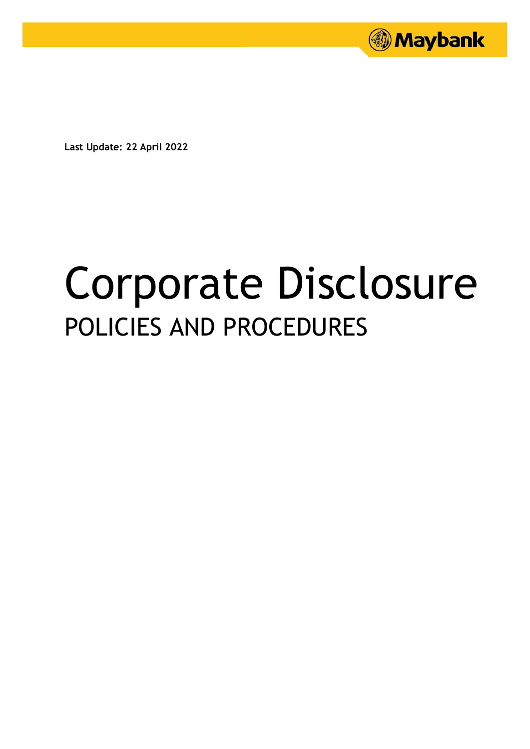Maybank

**Last Update: 22 April 2022**

# Corporate Disclosure

## POLICIES AND PROCEDURES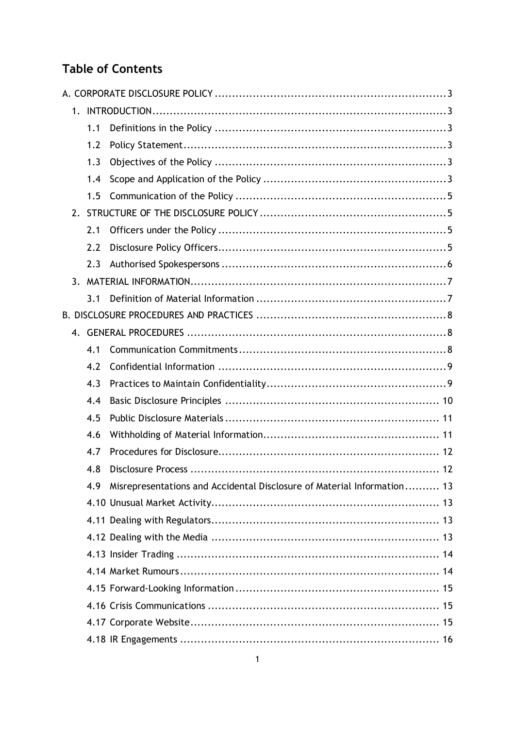# Table of Contents

A. CORPORATE DISCLOSURE POLICY ..... 3

1. INTRODUCTION ..... 3
   - 1.1 Definitions in the Policy ..... 3
   - 1.2 Policy Statement ..... 3
   - 1.3 Objectives of the Policy ..... 3
   - 1.4 Scope and Application of the Policy ..... 3
   - 1.5 Communication of the Policy ..... 5
2. STRUCTURE OF THE DISCLOSURE POLICY ..... 5
   - 2.1 Officers under the Policy ..... 5
   - 2.2 Disclosure Policy Officers ..... 5
   - 2.3 Authorised Spokespersons ..... 6
3. MATERIAL INFORMATION ..... 7
   - 3.1 Definition of Material Information ..... 7

B. DISCLOSURE PROCEDURES AND PRACTICES ..... 8

4. GENERAL PROCEDURES ..... 8
   - 4.1 Communication Commitments ..... 8
   - 4.2 Confidential Information ..... 9
   - 4.3 Practices to Maintain Confidentiality ..... 9
   - 4.4 Basic Disclosure Principles ..... 10
   - 4.5 Public Disclosure Materials ..... 11
   - 4.6 Withholding of Material Information ..... 11
   - 4.7 Procedures for Disclosure ..... 12
   - 4.8 Disclosure Process ..... 12
   - 4.9 Misrepresentations and Accidental Disclosure of Material Information ..... 13
   - 4.10 Unusual Market Activity ..... 13
   - 4.11 Dealing with Regulators ..... 13
   - 4.12 Dealing with the Media ..... 13
   - 4.13 Insider Trading ..... 14
   - 4.14 Market Rumours ..... 14
   - 4.15 Forward-Looking Information ..... 15
   - 4.16 Crisis Communications ..... 15
   - 4.17 Corporate Website ..... 15
   - 4.18 IR Engagements ..... 16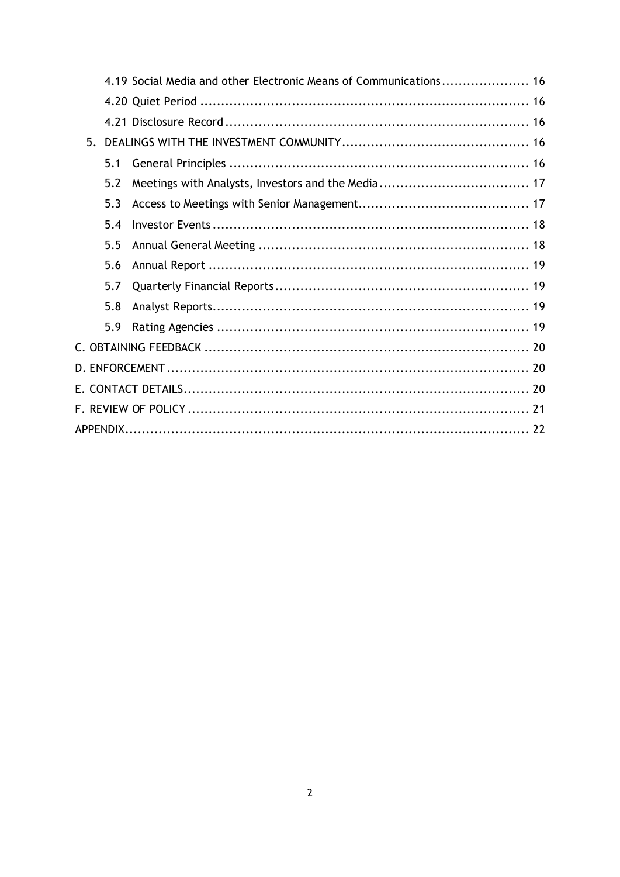4.19 Social Media and other Electronic Means of Communications ..................... 16

4.20 Quiet Period ..................................................................................... 16

4.21 Disclosure Record ............................................................................... 16

5. DEALINGS WITH THE INVESTMENT COMMUNITY ............................................ 16

5.1 General Principles ................................................................................ 16

5.2 Meetings with Analysts, Investors and the Media .................................... 17

5.3 Access to Meetings with Senior Management .......................................... 17

5.4 Investor Events .................................................................................... 18

5.5 Annual General Meeting ....................................................................... 18

5.6 Annual Report ...................................................................................... 19

5.7 Quarterly Financial Reports .................................................................. 19

5.8 Analyst Reports .................................................................................... 19

5.9 Rating Agencies ................................................................................... 19

C. OBTAINING FEEDBACK ............................................................................ 20

D. ENFORCEMENT ....................................................................................... 20

E. CONTACT DETAILS ................................................................................... 20

F. REVIEW OF POLICY .................................................................................. 21

APPENDIX ..................................................................................................... 22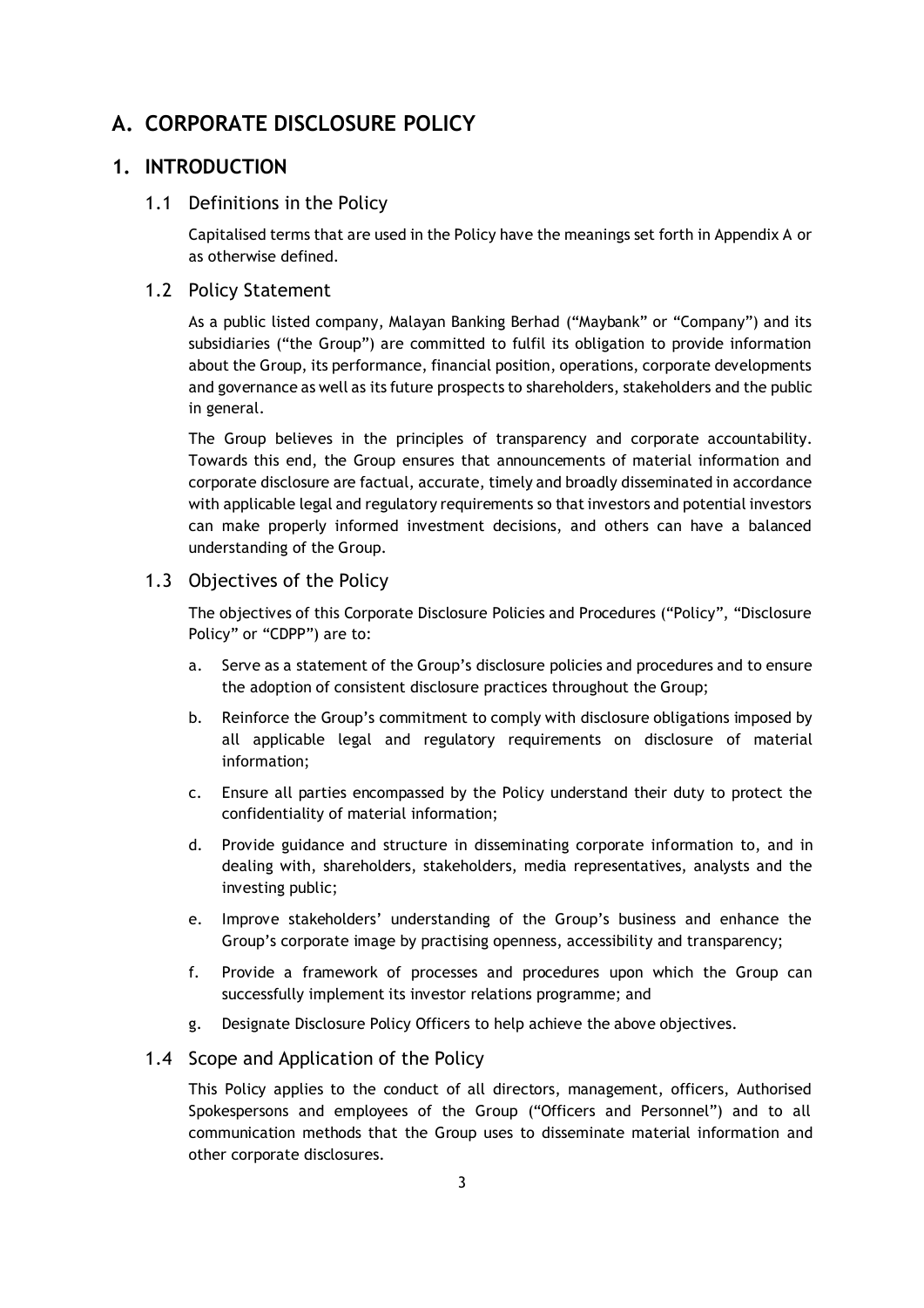# A. CORPORATE DISCLOSURE POLICY

## 1. INTRODUCTION

### 1.1 Definitions in the Policy

Capitalised terms that are used in the Policy have the meanings set forth in Appendix A or as otherwise defined.

### 1.2 Policy Statement

As a public listed company, Malayan Banking Berhad ("Maybank" or "Company") and its subsidiaries ("the Group") are committed to fulfil its obligation to provide information about the Group, its performance, financial position, operations, corporate developments and governance as well as its future prospects to shareholders, stakeholders and the public in general.

The Group believes in the principles of transparency and corporate accountability. Towards this end, the Group ensures that announcements of material information and corporate disclosure are factual, accurate, timely and broadly disseminated in accordance with applicable legal and regulatory requirements so that investors and potential investors can make properly informed investment decisions, and others can have a balanced understanding of the Group.

### 1.3 Objectives of the Policy

The objectives of this Corporate Disclosure Policies and Procedures ("Policy", "Disclosure Policy" or "CDPP") are to:

a. Serve as a statement of the Group's disclosure policies and procedures and to ensure the adoption of consistent disclosure practices throughout the Group;

b. Reinforce the Group's commitment to comply with disclosure obligations imposed by all applicable legal and regulatory requirements on disclosure of material information;

c. Ensure all parties encompassed by the Policy understand their duty to protect the confidentiality of material information;

d. Provide guidance and structure in disseminating corporate information to, and in dealing with, shareholders, stakeholders, media representatives, analysts and the investing public;

e. Improve stakeholders' understanding of the Group's business and enhance the Group's corporate image by practising openness, accessibility and transparency;

f. Provide a framework of processes and procedures upon which the Group can successfully implement its investor relations programme; and

g. Designate Disclosure Policy Officers to help achieve the above objectives.

### 1.4 Scope and Application of the Policy

This Policy applies to the conduct of all directors, management, officers, Authorised Spokespersons and employees of the Group ("Officers and Personnel") and to all communication methods that the Group uses to disseminate material information and other corporate disclosures.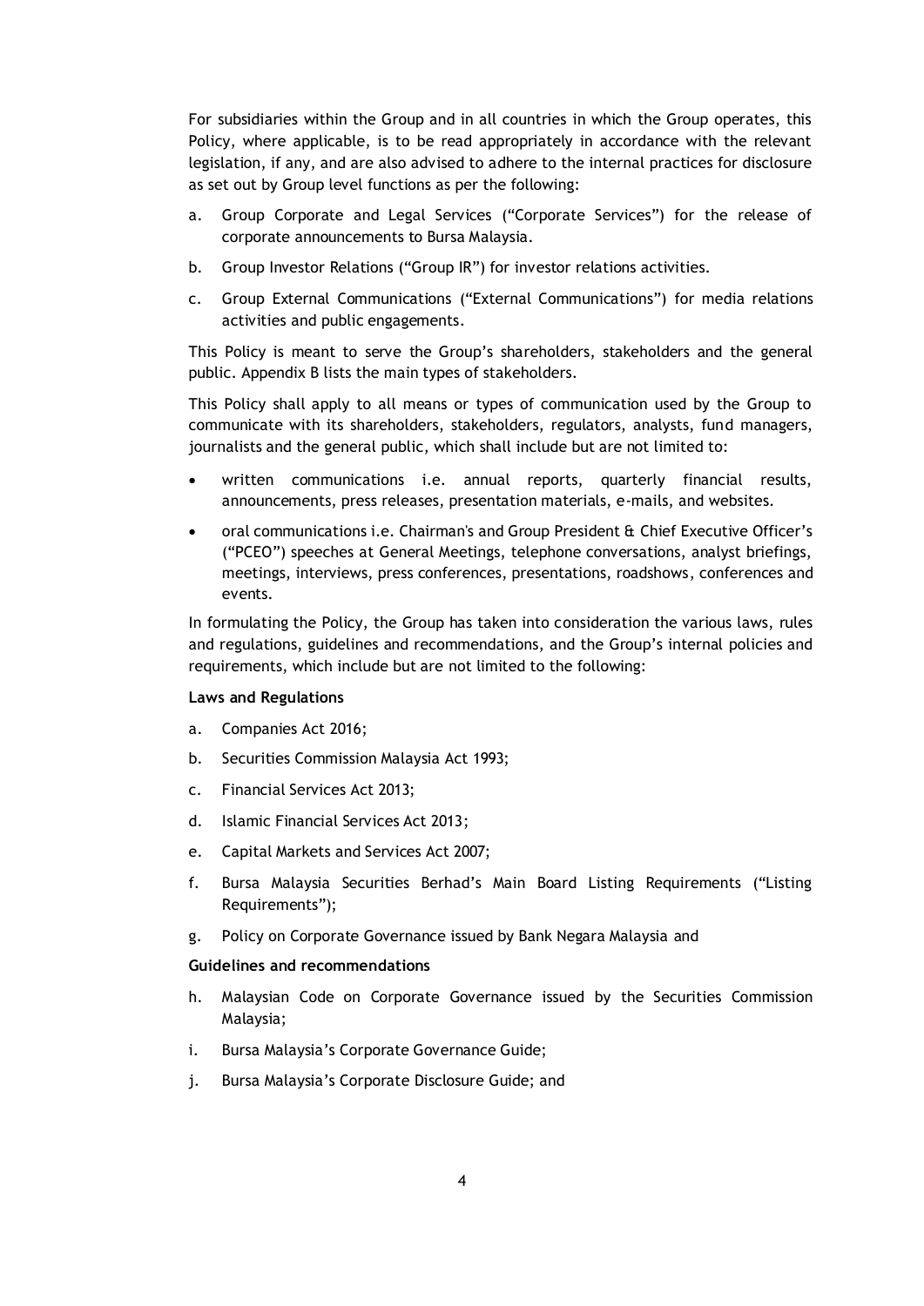For subsidiaries within the Group and in all countries in which the Group operates, this Policy, where applicable, is to be read appropriately in accordance with the relevant legislation, if any, and are also advised to adhere to the internal practices for disclosure as set out by Group level functions as per the following:

a. Group Corporate and Legal Services ("Corporate Services") for the release of corporate announcements to Bursa Malaysia.

b. Group Investor Relations ("Group IR") for investor relations activities.

c. Group External Communications ("External Communications") for media relations activities and public engagements.

This Policy is meant to serve the Group's shareholders, stakeholders and the general public. Appendix B lists the main types of stakeholders.

This Policy shall apply to all means or types of communication used by the Group to communicate with its shareholders, stakeholders, regulators, analysts, fund managers, journalists and the general public, which shall include but are not limited to:

- written communications i.e. annual reports, quarterly financial results, announcements, press releases, presentation materials, e-mails, and websites.
- oral communications i.e. Chairman's and Group President & Chief Executive Officer's ("PCEO") speeches at General Meetings, telephone conversations, analyst briefings, meetings, interviews, press conferences, presentations, roadshows, conferences and events.

In formulating the Policy, the Group has taken into consideration the various laws, rules and regulations, guidelines and recommendations, and the Group's internal policies and requirements, which include but are not limited to the following:

**Laws and Regulations**

a. Companies Act 2016;

b. Securities Commission Malaysia Act 1993;

c. Financial Services Act 2013;

d. Islamic Financial Services Act 2013;

e. Capital Markets and Services Act 2007;

f. Bursa Malaysia Securities Berhad's Main Board Listing Requirements ("Listing Requirements");

g. Policy on Corporate Governance issued by Bank Negara Malaysia and

**Guidelines and recommendations**

h. Malaysian Code on Corporate Governance issued by the Securities Commission Malaysia;

i. Bursa Malaysia's Corporate Governance Guide;

j. Bursa Malaysia's Corporate Disclosure Guide; and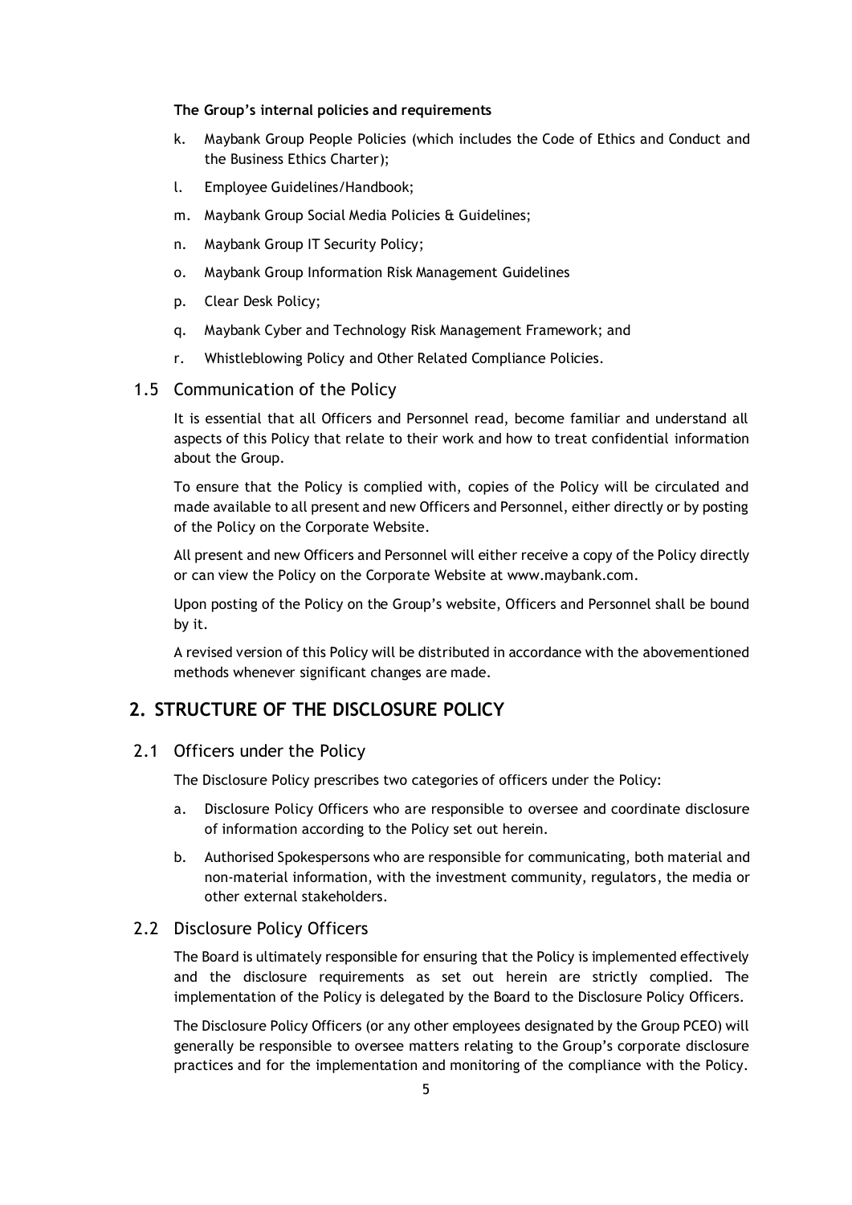**The Group's internal policies and requirements**

k. Maybank Group People Policies (which includes the Code of Ethics and Conduct and the Business Ethics Charter);

l. Employee Guidelines/Handbook;

m. Maybank Group Social Media Policies & Guidelines;

n. Maybank Group IT Security Policy;

o. Maybank Group Information Risk Management Guidelines

p. Clear Desk Policy;

q. Maybank Cyber and Technology Risk Management Framework; and

r. Whistleblowing Policy and Other Related Compliance Policies.

### 1.5 Communication of the Policy

It is essential that all Officers and Personnel read, become familiar and understand all aspects of this Policy that relate to their work and how to treat confidential information about the Group.

To ensure that the Policy is complied with, copies of the Policy will be circulated and made available to all present and new Officers and Personnel, either directly or by posting of the Policy on the Corporate Website.

All present and new Officers and Personnel will either receive a copy of the Policy directly or can view the Policy on the Corporate Website at www.maybank.com.

Upon posting of the Policy on the Group's website, Officers and Personnel shall be bound by it.

A revised version of this Policy will be distributed in accordance with the abovementioned methods whenever significant changes are made.

## 2. STRUCTURE OF THE DISCLOSURE POLICY

### 2.1 Officers under the Policy

The Disclosure Policy prescribes two categories of officers under the Policy:

a. Disclosure Policy Officers who are responsible to oversee and coordinate disclosure of information according to the Policy set out herein.

b. Authorised Spokespersons who are responsible for communicating, both material and non-material information, with the investment community, regulators, the media or other external stakeholders.

### 2.2 Disclosure Policy Officers

The Board is ultimately responsible for ensuring that the Policy is implemented effectively and the disclosure requirements as set out herein are strictly complied. The implementation of the Policy is delegated by the Board to the Disclosure Policy Officers.

The Disclosure Policy Officers (or any other employees designated by the Group PCEO) will generally be responsible to oversee matters relating to the Group's corporate disclosure practices and for the implementation and monitoring of the compliance with the Policy.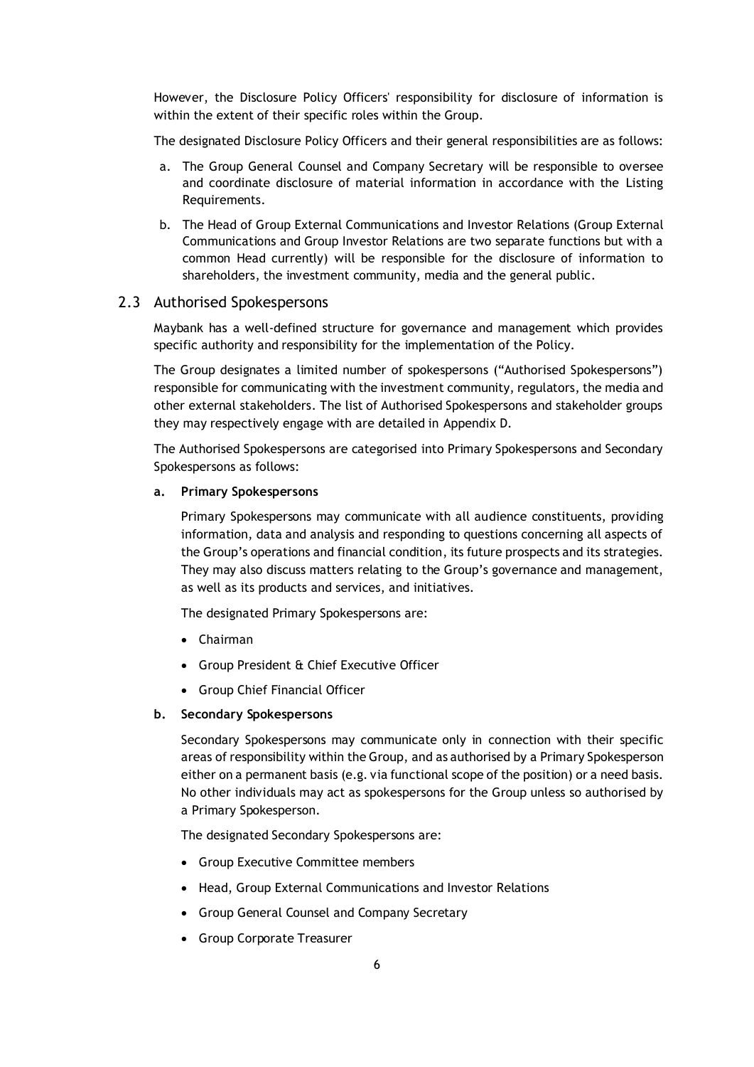However, the Disclosure Policy Officers' responsibility for disclosure of information is within the extent of their specific roles within the Group.

The designated Disclosure Policy Officers and their general responsibilities are as follows:

a. The Group General Counsel and Company Secretary will be responsible to oversee and coordinate disclosure of material information in accordance with the Listing Requirements.

b. The Head of Group External Communications and Investor Relations (Group External Communications and Group Investor Relations are two separate functions but with a common Head currently) will be responsible for the disclosure of information to shareholders, the investment community, media and the general public.

## 2.3 Authorised Spokespersons

Maybank has a well-defined structure for governance and management which provides specific authority and responsibility for the implementation of the Policy.

The Group designates a limited number of spokespersons ("Authorised Spokespersons") responsible for communicating with the investment community, regulators, the media and other external stakeholders. The list of Authorised Spokespersons and stakeholder groups they may respectively engage with are detailed in Appendix D.

The Authorised Spokespersons are categorised into Primary Spokespersons and Secondary Spokespersons as follows:

**a. Primary Spokespersons**

Primary Spokespersons may communicate with all audience constituents, providing information, data and analysis and responding to questions concerning all aspects of the Group's operations and financial condition, its future prospects and its strategies. They may also discuss matters relating to the Group's governance and management, as well as its products and services, and initiatives.

The designated Primary Spokespersons are:

- Chairman
- Group President & Chief Executive Officer
- Group Chief Financial Officer

**b. Secondary Spokespersons**

Secondary Spokespersons may communicate only in connection with their specific areas of responsibility within the Group, and as authorised by a Primary Spokesperson either on a permanent basis (e.g. via functional scope of the position) or a need basis. No other individuals may act as spokespersons for the Group unless so authorised by a Primary Spokesperson.

The designated Secondary Spokespersons are:

- Group Executive Committee members
- Head, Group External Communications and Investor Relations
- Group General Counsel and Company Secretary
- Group Corporate Treasurer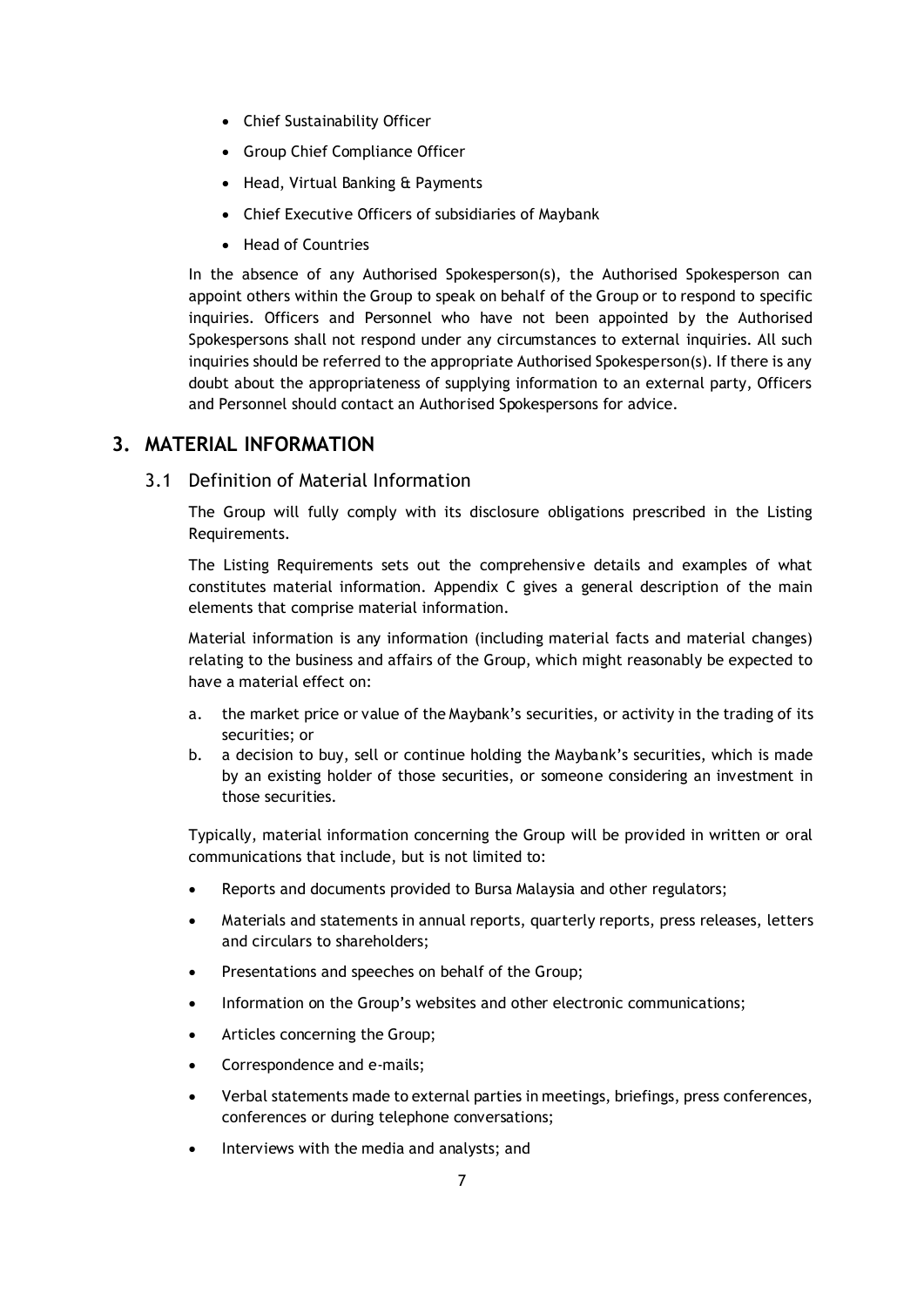- Chief Sustainability Officer
- Group Chief Compliance Officer
- Head, Virtual Banking & Payments
- Chief Executive Officers of subsidiaries of Maybank
- Head of Countries

In the absence of any Authorised Spokesperson(s), the Authorised Spokesperson can appoint others within the Group to speak on behalf of the Group or to respond to specific inquiries. Officers and Personnel who have not been appointed by the Authorised Spokespersons shall not respond under any circumstances to external inquiries. All such inquiries should be referred to the appropriate Authorised Spokesperson(s). If there is any doubt about the appropriateness of supplying information to an external party, Officers and Personnel should contact an Authorised Spokespersons for advice.

## 3. MATERIAL INFORMATION

### 3.1 Definition of Material Information

The Group will fully comply with its disclosure obligations prescribed in the Listing Requirements.

The Listing Requirements sets out the comprehensive details and examples of what constitutes material information. Appendix C gives a general description of the main elements that comprise material information.

Material information is any information (including material facts and material changes) relating to the business and affairs of the Group, which might reasonably be expected to have a material effect on:

a. the market price or value of the Maybank's securities, or activity in the trading of its securities; or
b. a decision to buy, sell or continue holding the Maybank's securities, which is made by an existing holder of those securities, or someone considering an investment in those securities.

Typically, material information concerning the Group will be provided in written or oral communications that include, but is not limited to:

- Reports and documents provided to Bursa Malaysia and other regulators;
- Materials and statements in annual reports, quarterly reports, press releases, letters and circulars to shareholders;
- Presentations and speeches on behalf of the Group;
- Information on the Group's websites and other electronic communications;
- Articles concerning the Group;
- Correspondence and e-mails;
- Verbal statements made to external parties in meetings, briefings, press conferences, conferences or during telephone conversations;
- Interviews with the media and analysts; and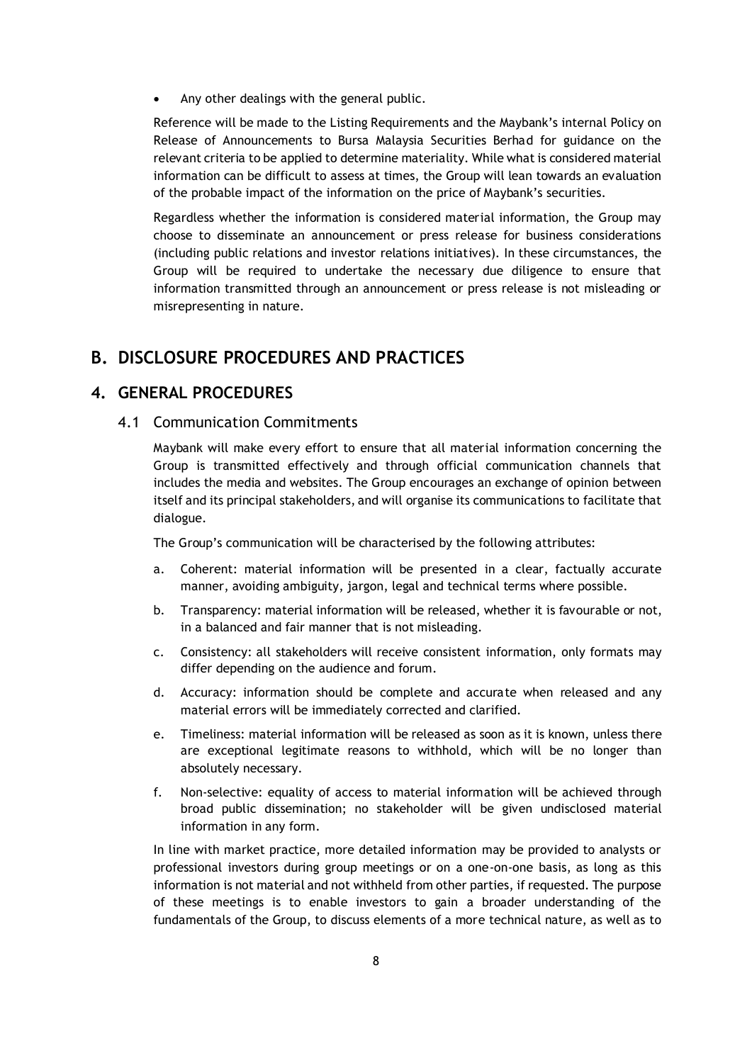- Any other dealings with the general public.

Reference will be made to the Listing Requirements and the Maybank's internal Policy on Release of Announcements to Bursa Malaysia Securities Berhad for guidance on the relevant criteria to be applied to determine materiality. While what is considered material information can be difficult to assess at times, the Group will lean towards an evaluation of the probable impact of the information on the price of Maybank's securities.

Regardless whether the information is considered material information, the Group may choose to disseminate an announcement or press release for business considerations (including public relations and investor relations initiatives). In these circumstances, the Group will be required to undertake the necessary due diligence to ensure that information transmitted through an announcement or press release is not misleading or misrepresenting in nature.

# B. DISCLOSURE PROCEDURES AND PRACTICES

## 4. GENERAL PROCEDURES

### 4.1 Communication Commitments

Maybank will make every effort to ensure that all material information concerning the Group is transmitted effectively and through official communication channels that includes the media and websites. The Group encourages an exchange of opinion between itself and its principal stakeholders, and will organise its communications to facilitate that dialogue.

The Group's communication will be characterised by the following attributes:

a. Coherent: material information will be presented in a clear, factually accurate manner, avoiding ambiguity, jargon, legal and technical terms where possible.

b. Transparency: material information will be released, whether it is favourable or not, in a balanced and fair manner that is not misleading.

c. Consistency: all stakeholders will receive consistent information, only formats may differ depending on the audience and forum.

d. Accuracy: information should be complete and accurate when released and any material errors will be immediately corrected and clarified.

e. Timeliness: material information will be released as soon as it is known, unless there are exceptional legitimate reasons to withhold, which will be no longer than absolutely necessary.

f. Non-selective: equality of access to material information will be achieved through broad public dissemination; no stakeholder will be given undisclosed material information in any form.

In line with market practice, more detailed information may be provided to analysts or professional investors during group meetings or on a one-on-one basis, as long as this information is not material and not withheld from other parties, if requested. The purpose of these meetings is to enable investors to gain a broader understanding of the fundamentals of the Group, to discuss elements of a more technical nature, as well as to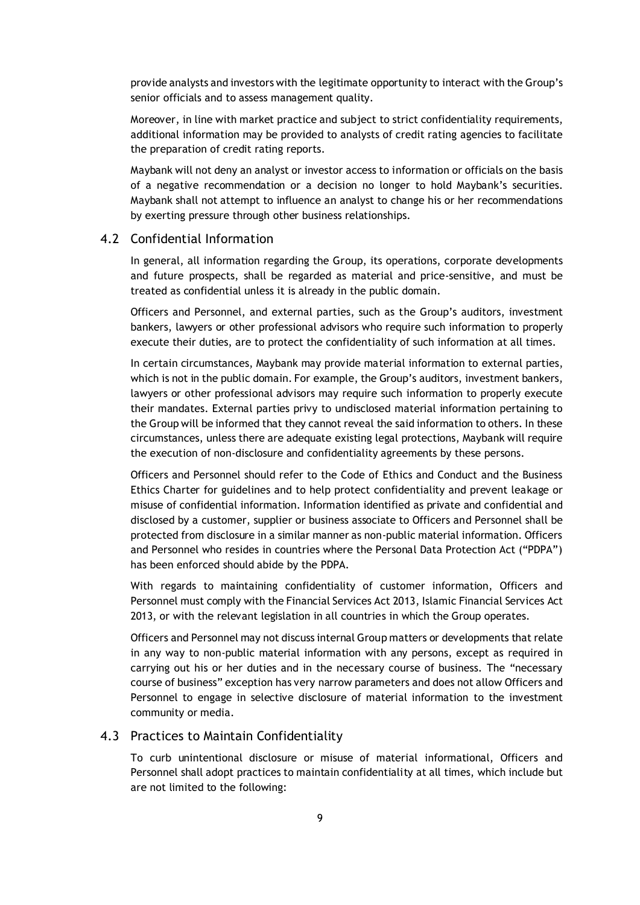provide analysts and investors with the legitimate opportunity to interact with the Group's senior officials and to assess management quality.

Moreover, in line with market practice and subject to strict confidentiality requirements, additional information may be provided to analysts of credit rating agencies to facilitate the preparation of credit rating reports.

Maybank will not deny an analyst or investor access to information or officials on the basis of a negative recommendation or a decision no longer to hold Maybank's securities. Maybank shall not attempt to influence an analyst to change his or her recommendations by exerting pressure through other business relationships.

## 4.2 Confidential Information

In general, all information regarding the Group, its operations, corporate developments and future prospects, shall be regarded as material and price-sensitive, and must be treated as confidential unless it is already in the public domain.

Officers and Personnel, and external parties, such as the Group's auditors, investment bankers, lawyers or other professional advisors who require such information to properly execute their duties, are to protect the confidentiality of such information at all times.

In certain circumstances, Maybank may provide material information to external parties, which is not in the public domain. For example, the Group's auditors, investment bankers, lawyers or other professional advisors may require such information to properly execute their mandates. External parties privy to undisclosed material information pertaining to the Group will be informed that they cannot reveal the said information to others. In these circumstances, unless there are adequate existing legal protections, Maybank will require the execution of non-disclosure and confidentiality agreements by these persons.

Officers and Personnel should refer to the Code of Ethics and Conduct and the Business Ethics Charter for guidelines and to help protect confidentiality and prevent leakage or misuse of confidential information. Information identified as private and confidential and disclosed by a customer, supplier or business associate to Officers and Personnel shall be protected from disclosure in a similar manner as non-public material information. Officers and Personnel who resides in countries where the Personal Data Protection Act ("PDPA") has been enforced should abide by the PDPA.

With regards to maintaining confidentiality of customer information, Officers and Personnel must comply with the Financial Services Act 2013, Islamic Financial Services Act 2013, or with the relevant legislation in all countries in which the Group operates.

Officers and Personnel may not discuss internal Group matters or developments that relate in any way to non-public material information with any persons, except as required in carrying out his or her duties and in the necessary course of business. The "necessary course of business" exception has very narrow parameters and does not allow Officers and Personnel to engage in selective disclosure of material information to the investment community or media.

## 4.3 Practices to Maintain Confidentiality

To curb unintentional disclosure or misuse of material informational, Officers and Personnel shall adopt practices to maintain confidentiality at all times, which include but are not limited to the following: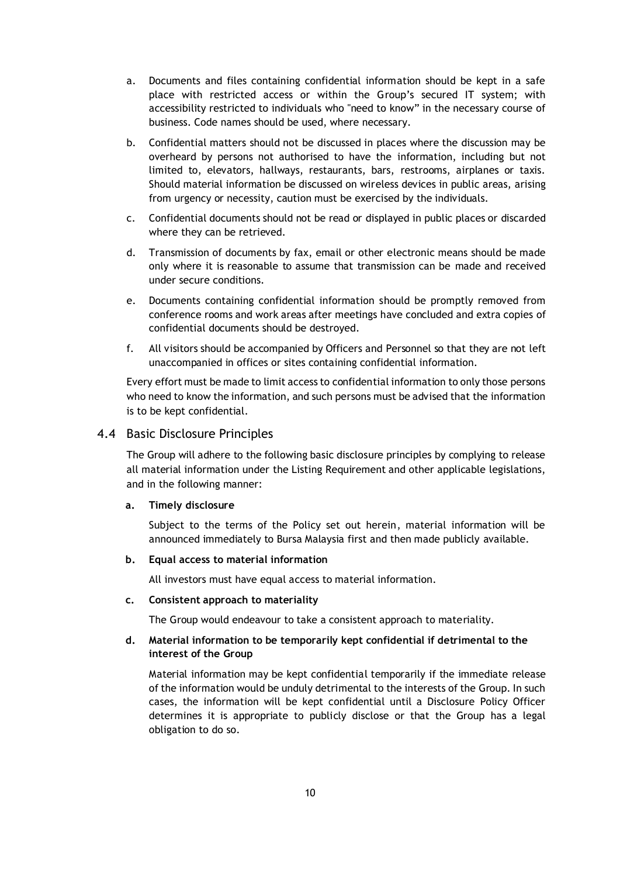a. Documents and files containing confidential information should be kept in a safe place with restricted access or within the Group's secured IT system; with accessibility restricted to individuals who "need to know" in the necessary course of business. Code names should be used, where necessary.

b. Confidential matters should not be discussed in places where the discussion may be overheard by persons not authorised to have the information, including but not limited to, elevators, hallways, restaurants, bars, restrooms, airplanes or taxis. Should material information be discussed on wireless devices in public areas, arising from urgency or necessity, caution must be exercised by the individuals.

c. Confidential documents should not be read or displayed in public places or discarded where they can be retrieved.

d. Transmission of documents by fax, email or other electronic means should be made only where it is reasonable to assume that transmission can be made and received under secure conditions.

e. Documents containing confidential information should be promptly removed from conference rooms and work areas after meetings have concluded and extra copies of confidential documents should be destroyed.

f. All visitors should be accompanied by Officers and Personnel so that they are not left unaccompanied in offices or sites containing confidential information.

Every effort must be made to limit access to confidential information to only those persons who need to know the information, and such persons must be advised that the information is to be kept confidential.

## 4.4 Basic Disclosure Principles

The Group will adhere to the following basic disclosure principles by complying to release all material information under the Listing Requirement and other applicable legislations, and in the following manner:

**a. Timely disclosure**

Subject to the terms of the Policy set out herein, material information will be announced immediately to Bursa Malaysia first and then made publicly available.

**b. Equal access to material information**

All investors must have equal access to material information.

**c. Consistent approach to materiality**

The Group would endeavour to take a consistent approach to materiality.

**d. Material information to be temporarily kept confidential if detrimental to the interest of the Group**

Material information may be kept confidential temporarily if the immediate release of the information would be unduly detrimental to the interests of the Group. In such cases, the information will be kept confidential until a Disclosure Policy Officer determines it is appropriate to publicly disclose or that the Group has a legal obligation to do so.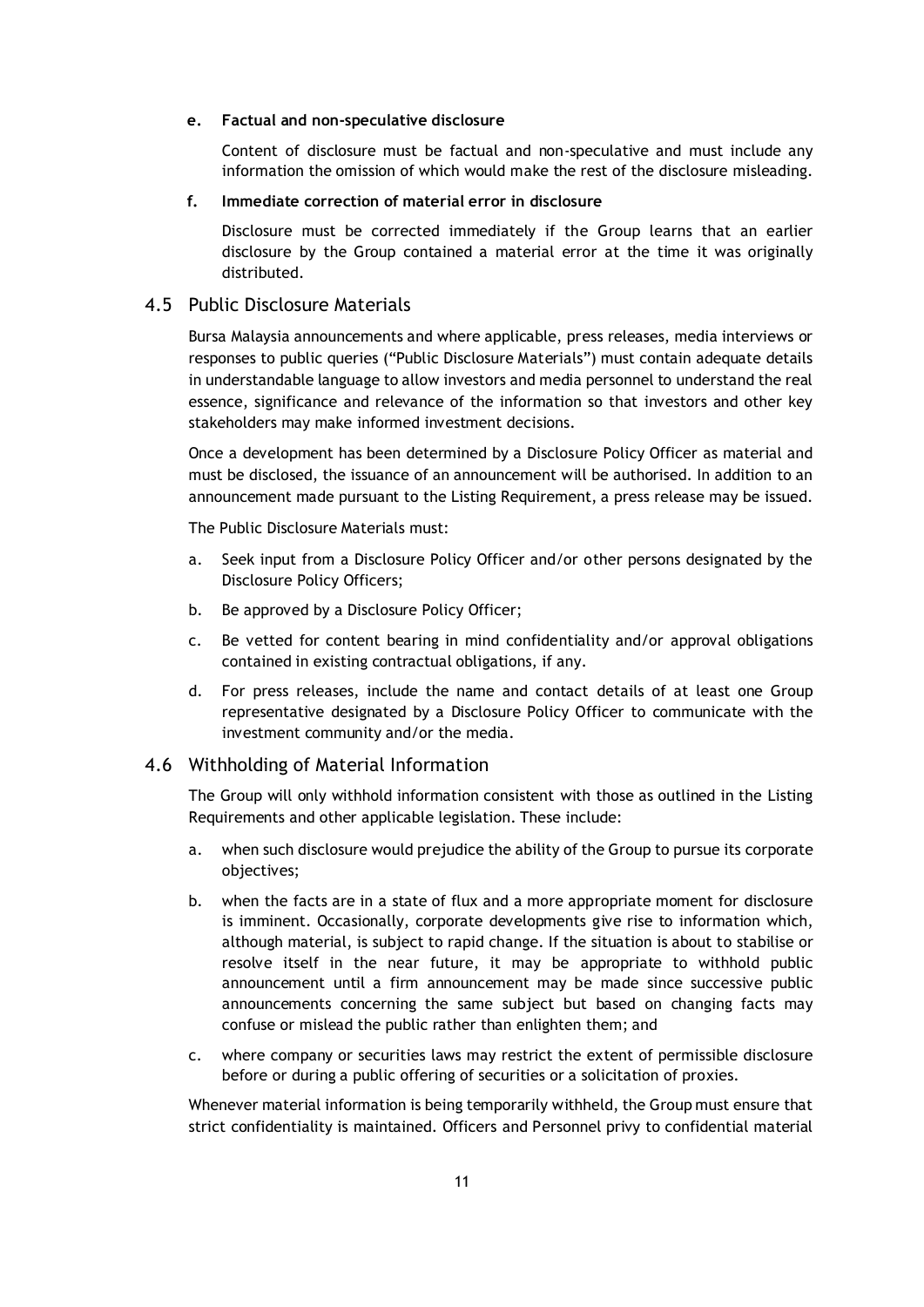**e. Factual and non-speculative disclosure**

Content of disclosure must be factual and non-speculative and must include any information the omission of which would make the rest of the disclosure misleading.

**f. Immediate correction of material error in disclosure**

Disclosure must be corrected immediately if the Group learns that an earlier disclosure by the Group contained a material error at the time it was originally distributed.

## 4.5 Public Disclosure Materials

Bursa Malaysia announcements and where applicable, press releases, media interviews or responses to public queries ("Public Disclosure Materials") must contain adequate details in understandable language to allow investors and media personnel to understand the real essence, significance and relevance of the information so that investors and other key stakeholders may make informed investment decisions.

Once a development has been determined by a Disclosure Policy Officer as material and must be disclosed, the issuance of an announcement will be authorised. In addition to an announcement made pursuant to the Listing Requirement, a press release may be issued.

The Public Disclosure Materials must:

a. Seek input from a Disclosure Policy Officer and/or other persons designated by the Disclosure Policy Officers;

b. Be approved by a Disclosure Policy Officer;

c. Be vetted for content bearing in mind confidentiality and/or approval obligations contained in existing contractual obligations, if any.

d. For press releases, include the name and contact details of at least one Group representative designated by a Disclosure Policy Officer to communicate with the investment community and/or the media.

## 4.6 Withholding of Material Information

The Group will only withhold information consistent with those as outlined in the Listing Requirements and other applicable legislation. These include:

a. when such disclosure would prejudice the ability of the Group to pursue its corporate objectives;

b. when the facts are in a state of flux and a more appropriate moment for disclosure is imminent. Occasionally, corporate developments give rise to information which, although material, is subject to rapid change. If the situation is about to stabilise or resolve itself in the near future, it may be appropriate to withhold public announcement until a firm announcement may be made since successive public announcements concerning the same subject but based on changing facts may confuse or mislead the public rather than enlighten them; and

c. where company or securities laws may restrict the extent of permissible disclosure before or during a public offering of securities or a solicitation of proxies.

Whenever material information is being temporarily withheld, the Group must ensure that strict confidentiality is maintained. Officers and Personnel privy to confidential material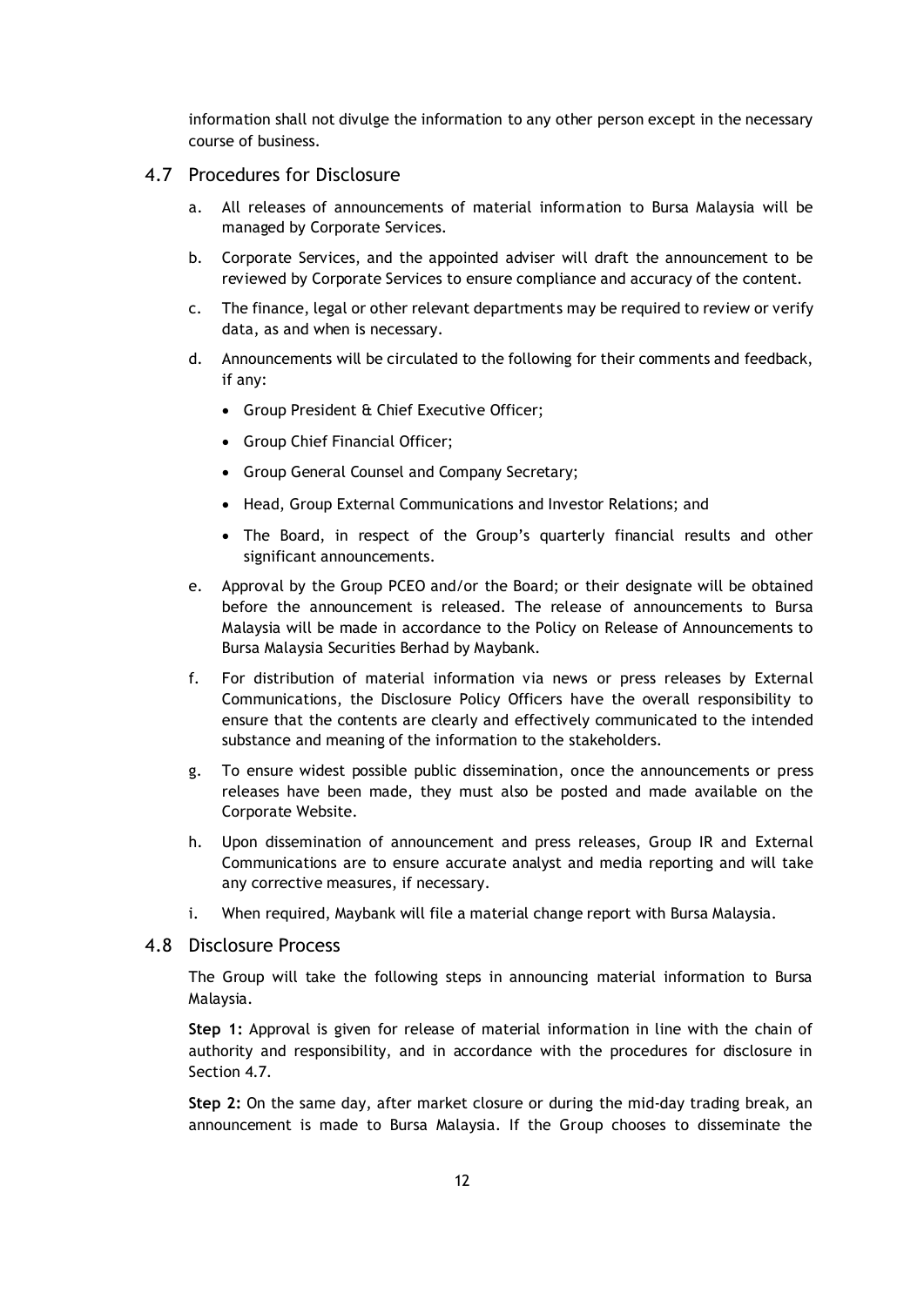information shall not divulge the information to any other person except in the necessary course of business.

## 4.7 Procedures for Disclosure

a. All releases of announcements of material information to Bursa Malaysia will be managed by Corporate Services.

b. Corporate Services, and the appointed adviser will draft the announcement to be reviewed by Corporate Services to ensure compliance and accuracy of the content.

c. The finance, legal or other relevant departments may be required to review or verify data, as and when is necessary.

d. Announcements will be circulated to the following for their comments and feedback, if any:

   - Group President & Chief Executive Officer;
   - Group Chief Financial Officer;
   - Group General Counsel and Company Secretary;
   - Head, Group External Communications and Investor Relations; and
   - The Board, in respect of the Group's quarterly financial results and other significant announcements.

e. Approval by the Group PCEO and/or the Board; or their designate will be obtained before the announcement is released. The release of announcements to Bursa Malaysia will be made in accordance to the Policy on Release of Announcements to Bursa Malaysia Securities Berhad by Maybank.

f. For distribution of material information via news or press releases by External Communications, the Disclosure Policy Officers have the overall responsibility to ensure that the contents are clearly and effectively communicated to the intended substance and meaning of the information to the stakeholders.

g. To ensure widest possible public dissemination, once the announcements or press releases have been made, they must also be posted and made available on the Corporate Website.

h. Upon dissemination of announcement and press releases, Group IR and External Communications are to ensure accurate analyst and media reporting and will take any corrective measures, if necessary.

i. When required, Maybank will file a material change report with Bursa Malaysia.

## 4.8 Disclosure Process

The Group will take the following steps in announcing material information to Bursa Malaysia.

**Step 1:** Approval is given for release of material information in line with the chain of authority and responsibility, and in accordance with the procedures for disclosure in Section 4.7.

**Step 2:** On the same day, after market closure or during the mid-day trading break, an announcement is made to Bursa Malaysia. If the Group chooses to disseminate the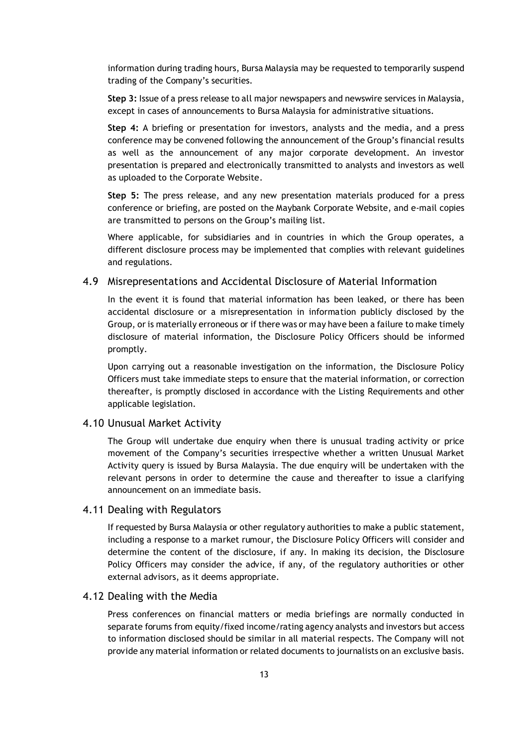information during trading hours, Bursa Malaysia may be requested to temporarily suspend trading of the Company's securities.

**Step 3:** Issue of a press release to all major newspapers and newswire services in Malaysia, except in cases of announcements to Bursa Malaysia for administrative situations.

**Step 4:** A briefing or presentation for investors, analysts and the media, and a press conference may be convened following the announcement of the Group's financial results as well as the announcement of any major corporate development. An investor presentation is prepared and electronically transmitted to analysts and investors as well as uploaded to the Corporate Website.

**Step 5:** The press release, and any new presentation materials produced for a press conference or briefing, are posted on the Maybank Corporate Website, and e-mail copies are transmitted to persons on the Group's mailing list.

Where applicable, for subsidiaries and in countries in which the Group operates, a different disclosure process may be implemented that complies with relevant guidelines and regulations.

## 4.9 Misrepresentations and Accidental Disclosure of Material Information

In the event it is found that material information has been leaked, or there has been accidental disclosure or a misrepresentation in information publicly disclosed by the Group, or is materially erroneous or if there was or may have been a failure to make timely disclosure of material information, the Disclosure Policy Officers should be informed promptly.

Upon carrying out a reasonable investigation on the information, the Disclosure Policy Officers must take immediate steps to ensure that the material information, or correction thereafter, is promptly disclosed in accordance with the Listing Requirements and other applicable legislation.

## 4.10 Unusual Market Activity

The Group will undertake due enquiry when there is unusual trading activity or price movement of the Company's securities irrespective whether a written Unusual Market Activity query is issued by Bursa Malaysia. The due enquiry will be undertaken with the relevant persons in order to determine the cause and thereafter to issue a clarifying announcement on an immediate basis.

## 4.11 Dealing with Regulators

If requested by Bursa Malaysia or other regulatory authorities to make a public statement, including a response to a market rumour, the Disclosure Policy Officers will consider and determine the content of the disclosure, if any. In making its decision, the Disclosure Policy Officers may consider the advice, if any, of the regulatory authorities or other external advisors, as it deems appropriate.

## 4.12 Dealing with the Media

Press conferences on financial matters or media briefings are normally conducted in separate forums from equity/fixed income/rating agency analysts and investors but access to information disclosed should be similar in all material respects. The Company will not provide any material information or related documents to journalists on an exclusive basis.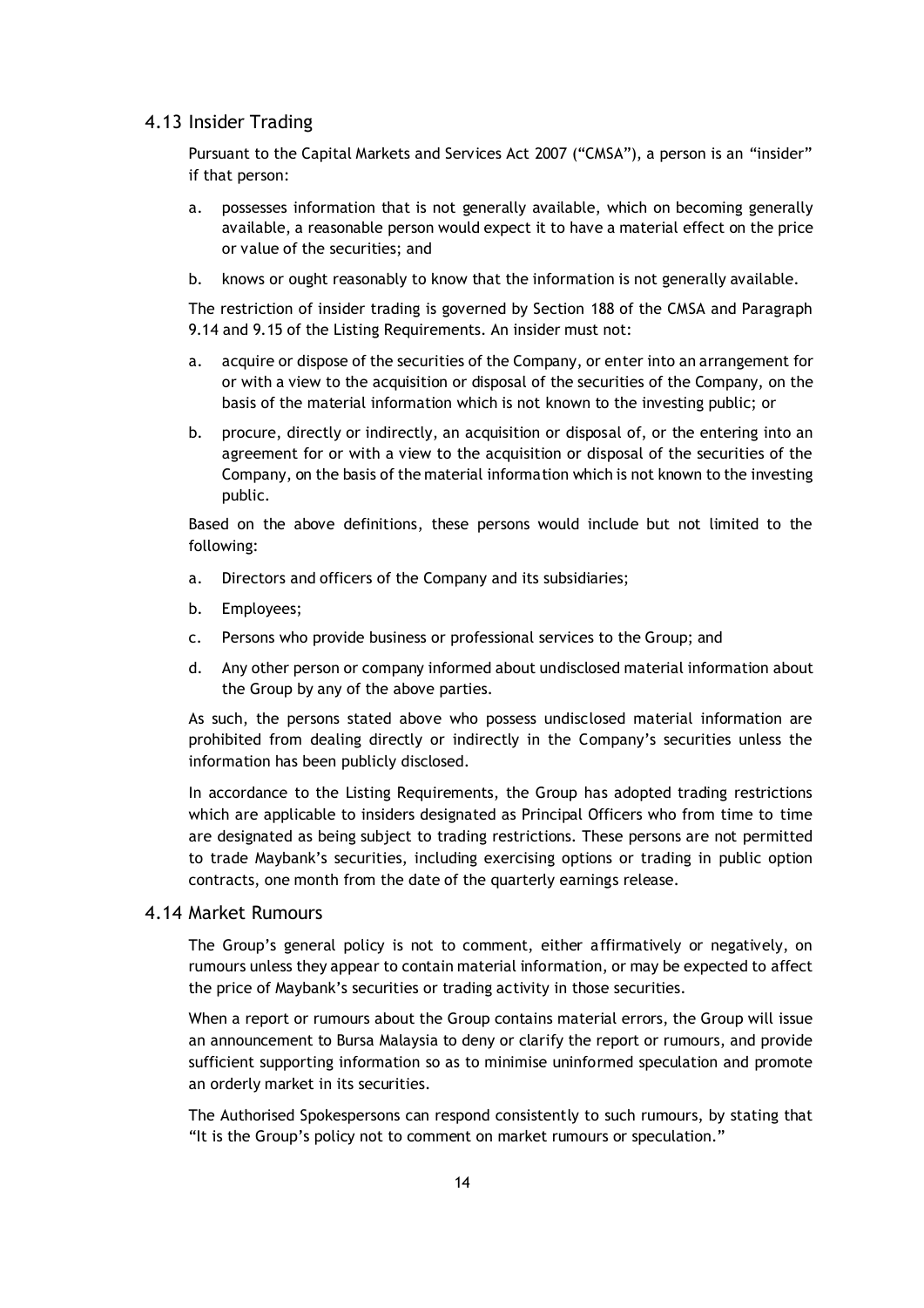## 4.13 Insider Trading

Pursuant to the Capital Markets and Services Act 2007 ("CMSA"), a person is an "insider" if that person:

a. possesses information that is not generally available, which on becoming generally available, a reasonable person would expect it to have a material effect on the price or value of the securities; and

b. knows or ought reasonably to know that the information is not generally available.

The restriction of insider trading is governed by Section 188 of the CMSA and Paragraph 9.14 and 9.15 of the Listing Requirements. An insider must not:

a. acquire or dispose of the securities of the Company, or enter into an arrangement for or with a view to the acquisition or disposal of the securities of the Company, on the basis of the material information which is not known to the investing public; or

b. procure, directly or indirectly, an acquisition or disposal of, or the entering into an agreement for or with a view to the acquisition or disposal of the securities of the Company, on the basis of the material information which is not known to the investing public.

Based on the above definitions, these persons would include but not limited to the following:

a. Directors and officers of the Company and its subsidiaries;

b. Employees;

c. Persons who provide business or professional services to the Group; and

d. Any other person or company informed about undisclosed material information about the Group by any of the above parties.

As such, the persons stated above who possess undisclosed material information are prohibited from dealing directly or indirectly in the Company's securities unless the information has been publicly disclosed.

In accordance to the Listing Requirements, the Group has adopted trading restrictions which are applicable to insiders designated as Principal Officers who from time to time are designated as being subject to trading restrictions. These persons are not permitted to trade Maybank's securities, including exercising options or trading in public option contracts, one month from the date of the quarterly earnings release.

## 4.14 Market Rumours

The Group's general policy is not to comment, either affirmatively or negatively, on rumours unless they appear to contain material information, or may be expected to affect the price of Maybank's securities or trading activity in those securities.

When a report or rumours about the Group contains material errors, the Group will issue an announcement to Bursa Malaysia to deny or clarify the report or rumours, and provide sufficient supporting information so as to minimise uninformed speculation and promote an orderly market in its securities.

The Authorised Spokespersons can respond consistently to such rumours, by stating that "It is the Group's policy not to comment on market rumours or speculation."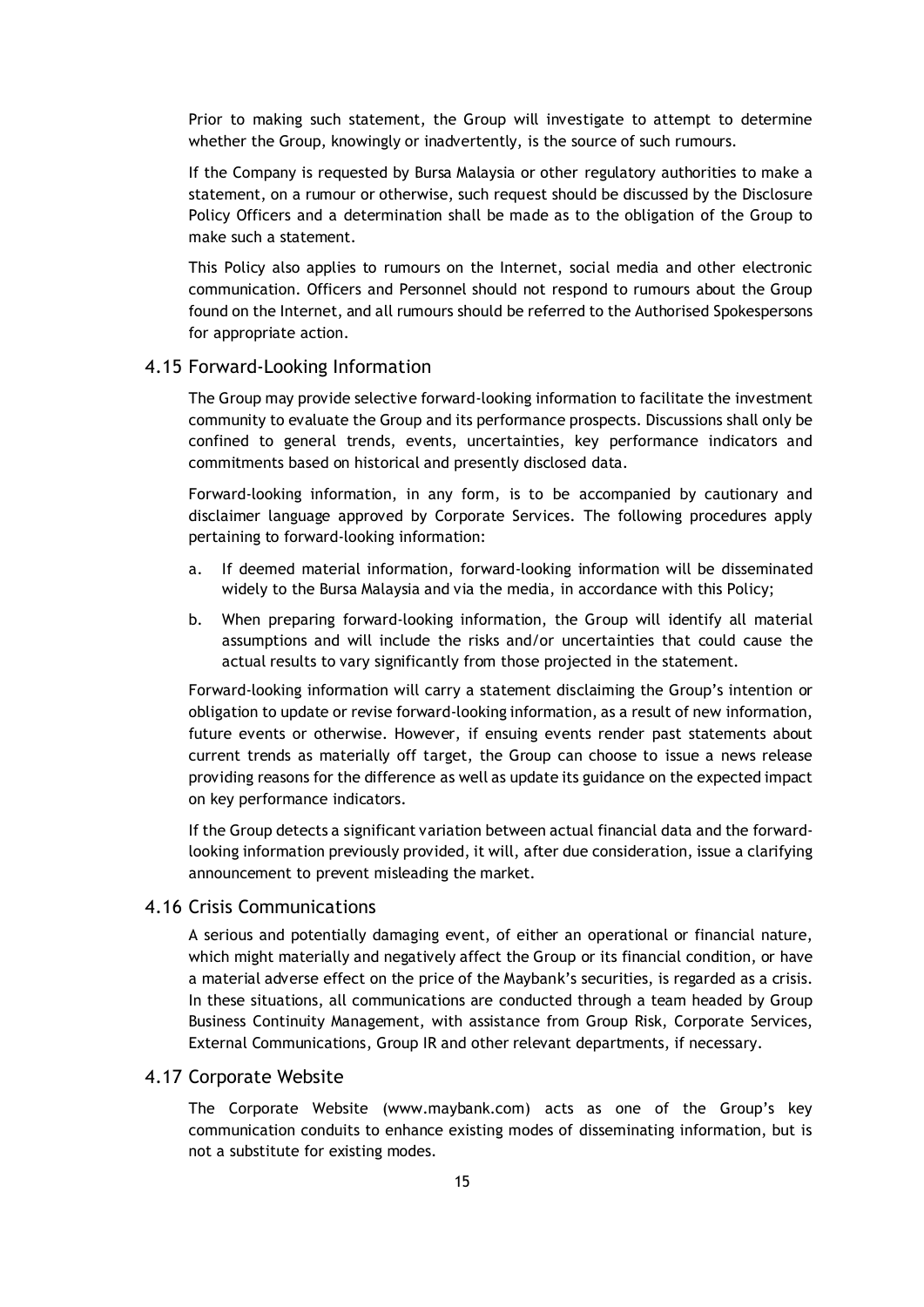Prior to making such statement, the Group will investigate to attempt to determine whether the Group, knowingly or inadvertently, is the source of such rumours.

If the Company is requested by Bursa Malaysia or other regulatory authorities to make a statement, on a rumour or otherwise, such request should be discussed by the Disclosure Policy Officers and a determination shall be made as to the obligation of the Group to make such a statement.

This Policy also applies to rumours on the Internet, social media and other electronic communication. Officers and Personnel should not respond to rumours about the Group found on the Internet, and all rumours should be referred to the Authorised Spokespersons for appropriate action.

## 4.15 Forward-Looking Information

The Group may provide selective forward-looking information to facilitate the investment community to evaluate the Group and its performance prospects. Discussions shall only be confined to general trends, events, uncertainties, key performance indicators and commitments based on historical and presently disclosed data.

Forward-looking information, in any form, is to be accompanied by cautionary and disclaimer language approved by Corporate Services. The following procedures apply pertaining to forward-looking information:

a. If deemed material information, forward-looking information will be disseminated widely to the Bursa Malaysia and via the media, in accordance with this Policy;

b. When preparing forward-looking information, the Group will identify all material assumptions and will include the risks and/or uncertainties that could cause the actual results to vary significantly from those projected in the statement.

Forward-looking information will carry a statement disclaiming the Group's intention or obligation to update or revise forward-looking information, as a result of new information, future events or otherwise. However, if ensuing events render past statements about current trends as materially off target, the Group can choose to issue a news release providing reasons for the difference as well as update its guidance on the expected impact on key performance indicators.

If the Group detects a significant variation between actual financial data and the forward-looking information previously provided, it will, after due consideration, issue a clarifying announcement to prevent misleading the market.

## 4.16 Crisis Communications

A serious and potentially damaging event, of either an operational or financial nature, which might materially and negatively affect the Group or its financial condition, or have a material adverse effect on the price of the Maybank's securities, is regarded as a crisis. In these situations, all communications are conducted through a team headed by Group Business Continuity Management, with assistance from Group Risk, Corporate Services, External Communications, Group IR and other relevant departments, if necessary.

## 4.17 Corporate Website

The Corporate Website (www.maybank.com) acts as one of the Group's key communication conduits to enhance existing modes of disseminating information, but is not a substitute for existing modes.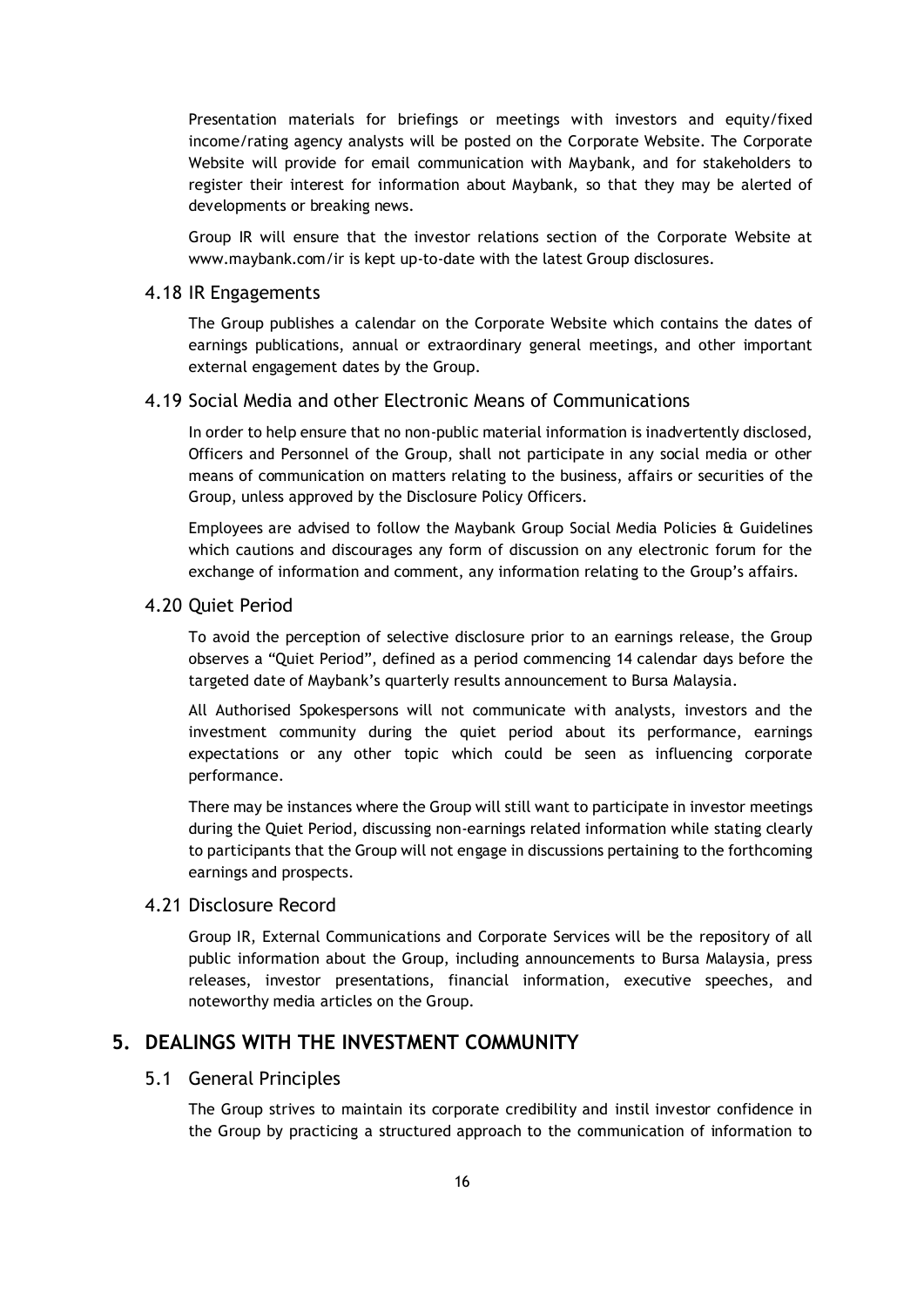Presentation materials for briefings or meetings with investors and equity/fixed income/rating agency analysts will be posted on the Corporate Website. The Corporate Website will provide for email communication with Maybank, and for stakeholders to register their interest for information about Maybank, so that they may be alerted of developments or breaking news.

Group IR will ensure that the investor relations section of the Corporate Website at www.maybank.com/ir is kept up-to-date with the latest Group disclosures.

### 4.18 IR Engagements

The Group publishes a calendar on the Corporate Website which contains the dates of earnings publications, annual or extraordinary general meetings, and other important external engagement dates by the Group.

### 4.19 Social Media and other Electronic Means of Communications

In order to help ensure that no non-public material information is inadvertently disclosed, Officers and Personnel of the Group, shall not participate in any social media or other means of communication on matters relating to the business, affairs or securities of the Group, unless approved by the Disclosure Policy Officers.

Employees are advised to follow the Maybank Group Social Media Policies & Guidelines which cautions and discourages any form of discussion on any electronic forum for the exchange of information and comment, any information relating to the Group's affairs.

### 4.20 Quiet Period

To avoid the perception of selective disclosure prior to an earnings release, the Group observes a "Quiet Period", defined as a period commencing 14 calendar days before the targeted date of Maybank's quarterly results announcement to Bursa Malaysia.

All Authorised Spokespersons will not communicate with analysts, investors and the investment community during the quiet period about its performance, earnings expectations or any other topic which could be seen as influencing corporate performance.

There may be instances where the Group will still want to participate in investor meetings during the Quiet Period, discussing non-earnings related information while stating clearly to participants that the Group will not engage in discussions pertaining to the forthcoming earnings and prospects.

### 4.21 Disclosure Record

Group IR, External Communications and Corporate Services will be the repository of all public information about the Group, including announcements to Bursa Malaysia, press releases, investor presentations, financial information, executive speeches, and noteworthy media articles on the Group.

## 5. DEALINGS WITH THE INVESTMENT COMMUNITY

### 5.1 General Principles

The Group strives to maintain its corporate credibility and instil investor confidence in the Group by practicing a structured approach to the communication of information to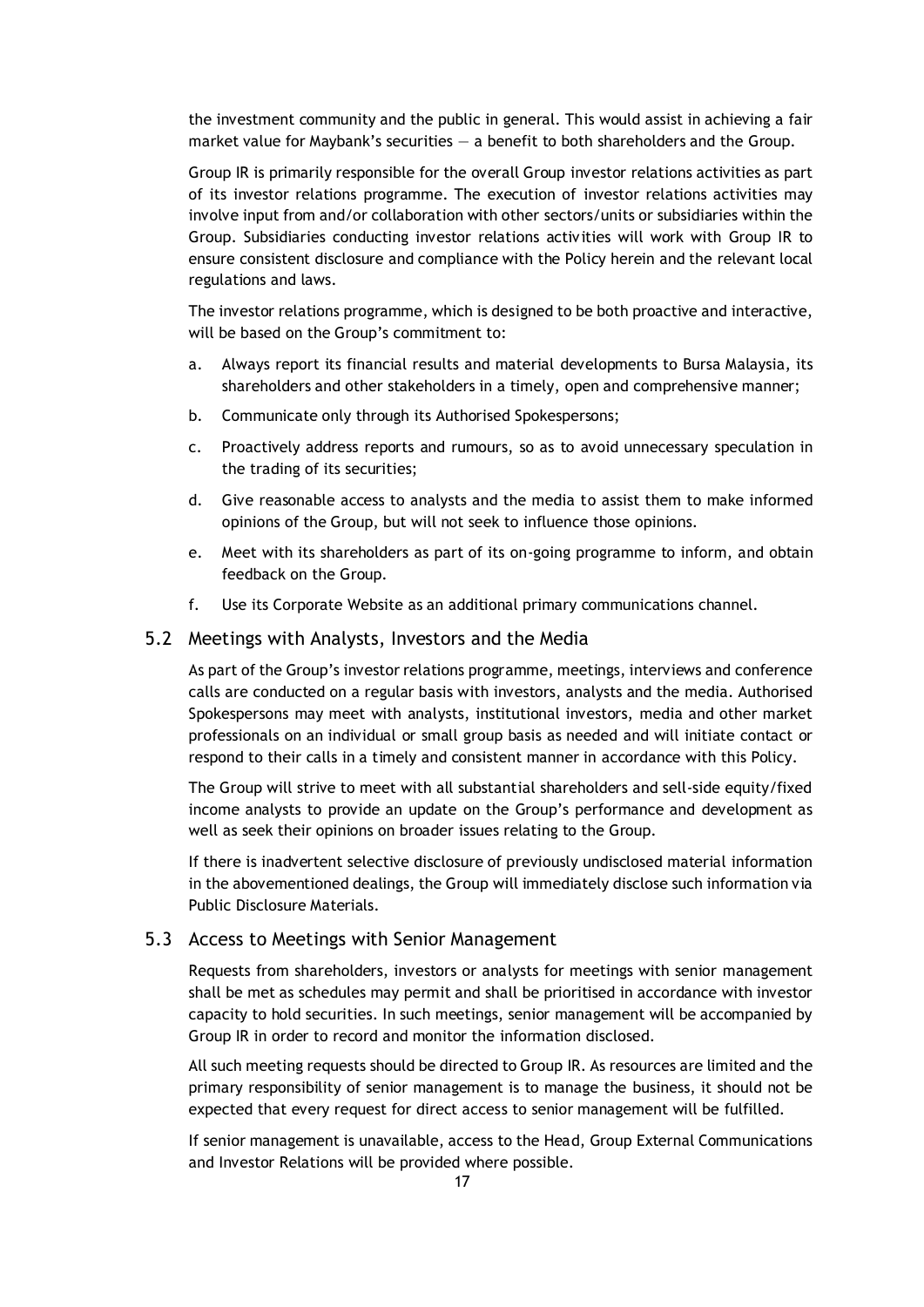the investment community and the public in general. This would assist in achieving a fair market value for Maybank's securities — a benefit to both shareholders and the Group.

Group IR is primarily responsible for the overall Group investor relations activities as part of its investor relations programme. The execution of investor relations activities may involve input from and/or collaboration with other sectors/units or subsidiaries within the Group. Subsidiaries conducting investor relations activities will work with Group IR to ensure consistent disclosure and compliance with the Policy herein and the relevant local regulations and laws.

The investor relations programme, which is designed to be both proactive and interactive, will be based on the Group's commitment to:

a. Always report its financial results and material developments to Bursa Malaysia, its shareholders and other stakeholders in a timely, open and comprehensive manner;
b. Communicate only through its Authorised Spokespersons;
c. Proactively address reports and rumours, so as to avoid unnecessary speculation in the trading of its securities;
d. Give reasonable access to analysts and the media to assist them to make informed opinions of the Group, but will not seek to influence those opinions.
e. Meet with its shareholders as part of its on-going programme to inform, and obtain feedback on the Group.
f. Use its Corporate Website as an additional primary communications channel.

## 5.2 Meetings with Analysts, Investors and the Media

As part of the Group's investor relations programme, meetings, interviews and conference calls are conducted on a regular basis with investors, analysts and the media. Authorised Spokespersons may meet with analysts, institutional investors, media and other market professionals on an individual or small group basis as needed and will initiate contact or respond to their calls in a timely and consistent manner in accordance with this Policy.

The Group will strive to meet with all substantial shareholders and sell-side equity/fixed income analysts to provide an update on the Group's performance and development as well as seek their opinions on broader issues relating to the Group.

If there is inadvertent selective disclosure of previously undisclosed material information in the abovementioned dealings, the Group will immediately disclose such information via Public Disclosure Materials.

## 5.3 Access to Meetings with Senior Management

Requests from shareholders, investors or analysts for meetings with senior management shall be met as schedules may permit and shall be prioritised in accordance with investor capacity to hold securities. In such meetings, senior management will be accompanied by Group IR in order to record and monitor the information disclosed.

All such meeting requests should be directed to Group IR. As resources are limited and the primary responsibility of senior management is to manage the business, it should not be expected that every request for direct access to senior management will be fulfilled.

If senior management is unavailable, access to the Head, Group External Communications and Investor Relations will be provided where possible.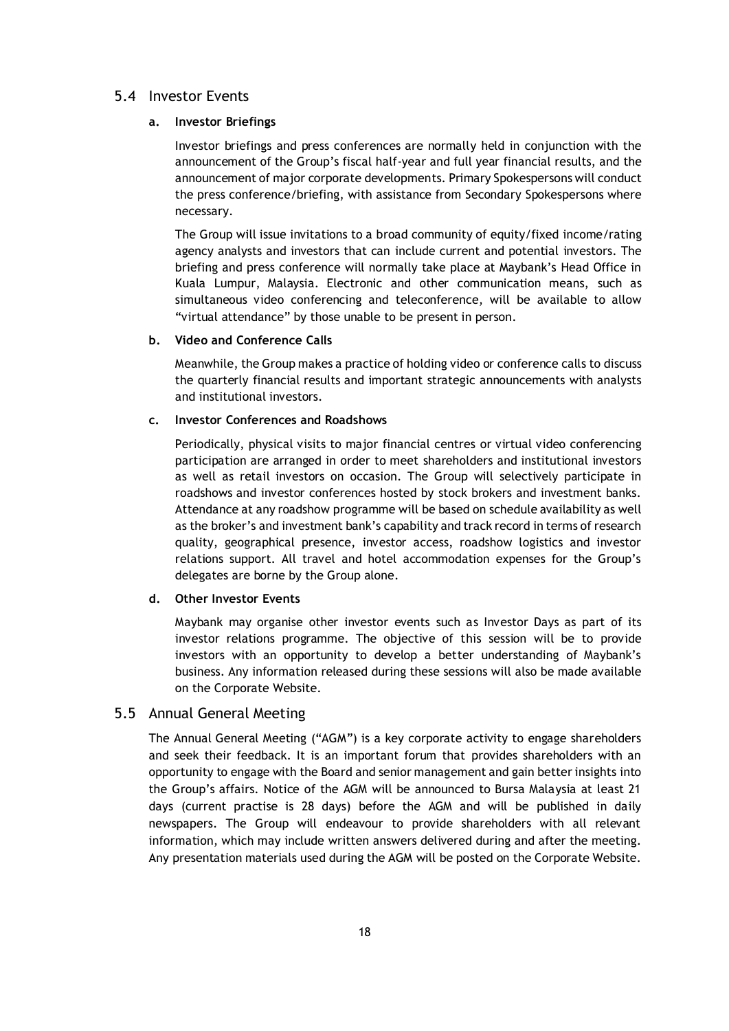## 5.4 Investor Events

### a. Investor Briefings

Investor briefings and press conferences are normally held in conjunction with the announcement of the Group's fiscal half-year and full year financial results, and the announcement of major corporate developments. Primary Spokespersons will conduct the press conference/briefing, with assistance from Secondary Spokespersons where necessary.

The Group will issue invitations to a broad community of equity/fixed income/rating agency analysts and investors that can include current and potential investors. The briefing and press conference will normally take place at Maybank's Head Office in Kuala Lumpur, Malaysia. Electronic and other communication means, such as simultaneous video conferencing and teleconference, will be available to allow "virtual attendance" by those unable to be present in person.

### b. Video and Conference Calls

Meanwhile, the Group makes a practice of holding video or conference calls to discuss the quarterly financial results and important strategic announcements with analysts and institutional investors.

### c. Investor Conferences and Roadshows

Periodically, physical visits to major financial centres or virtual video conferencing participation are arranged in order to meet shareholders and institutional investors as well as retail investors on occasion. The Group will selectively participate in roadshows and investor conferences hosted by stock brokers and investment banks. Attendance at any roadshow programme will be based on schedule availability as well as the broker's and investment bank's capability and track record in terms of research quality, geographical presence, investor access, roadshow logistics and investor relations support. All travel and hotel accommodation expenses for the Group's delegates are borne by the Group alone.

### d. Other Investor Events

Maybank may organise other investor events such as Investor Days as part of its investor relations programme. The objective of this session will be to provide investors with an opportunity to develop a better understanding of Maybank's business. Any information released during these sessions will also be made available on the Corporate Website.

## 5.5 Annual General Meeting

The Annual General Meeting ("AGM") is a key corporate activity to engage shareholders and seek their feedback. It is an important forum that provides shareholders with an opportunity to engage with the Board and senior management and gain better insights into the Group's affairs. Notice of the AGM will be announced to Bursa Malaysia at least 21 days (current practise is 28 days) before the AGM and will be published in daily newspapers. The Group will endeavour to provide shareholders with all relevant information, which may include written answers delivered during and after the meeting. Any presentation materials used during the AGM will be posted on the Corporate Website.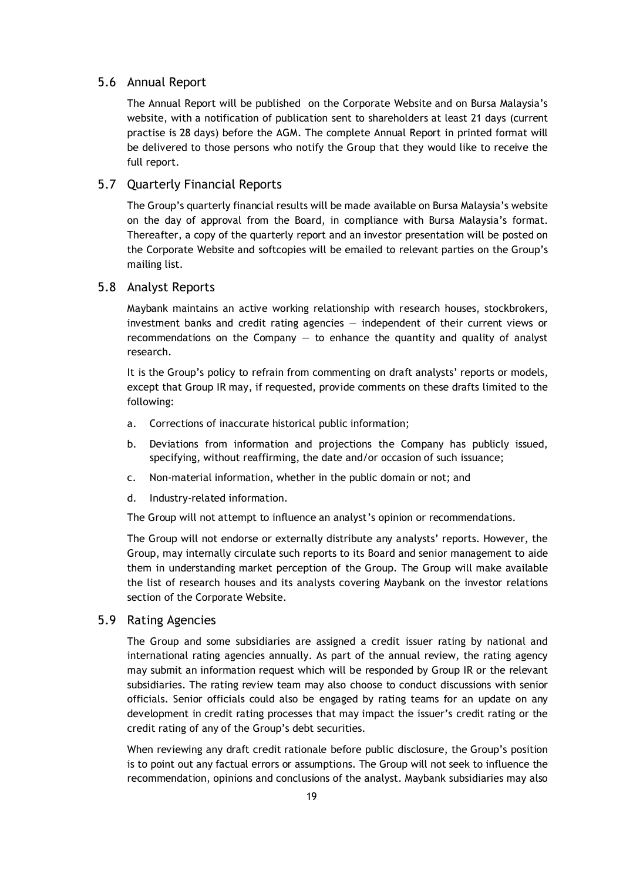## 5.6 Annual Report

The Annual Report will be published on the Corporate Website and on Bursa Malaysia's website, with a notification of publication sent to shareholders at least 21 days (current practise is 28 days) before the AGM. The complete Annual Report in printed format will be delivered to those persons who notify the Group that they would like to receive the full report.

## 5.7 Quarterly Financial Reports

The Group's quarterly financial results will be made available on Bursa Malaysia's website on the day of approval from the Board, in compliance with Bursa Malaysia's format. Thereafter, a copy of the quarterly report and an investor presentation will be posted on the Corporate Website and softcopies will be emailed to relevant parties on the Group's mailing list.

## 5.8 Analyst Reports

Maybank maintains an active working relationship with research houses, stockbrokers, investment banks and credit rating agencies — independent of their current views or recommendations on the Company — to enhance the quantity and quality of analyst research.

It is the Group's policy to refrain from commenting on draft analysts' reports or models, except that Group IR may, if requested, provide comments on these drafts limited to the following:

a. Corrections of inaccurate historical public information;

b. Deviations from information and projections the Company has publicly issued, specifying, without reaffirming, the date and/or occasion of such issuance;

c. Non-material information, whether in the public domain or not; and

d. Industry-related information.

The Group will not attempt to influence an analyst's opinion or recommendations.

The Group will not endorse or externally distribute any analysts' reports. However, the Group, may internally circulate such reports to its Board and senior management to aide them in understanding market perception of the Group. The Group will make available the list of research houses and its analysts covering Maybank on the investor relations section of the Corporate Website.

## 5.9 Rating Agencies

The Group and some subsidiaries are assigned a credit issuer rating by national and international rating agencies annually. As part of the annual review, the rating agency may submit an information request which will be responded by Group IR or the relevant subsidiaries. The rating review team may also choose to conduct discussions with senior officials. Senior officials could also be engaged by rating teams for an update on any development in credit rating processes that may impact the issuer's credit rating or the credit rating of any of the Group's debt securities.

When reviewing any draft credit rationale before public disclosure, the Group's position is to point out any factual errors or assumptions. The Group will not seek to influence the recommendation, opinions and conclusions of the analyst. Maybank subsidiaries may also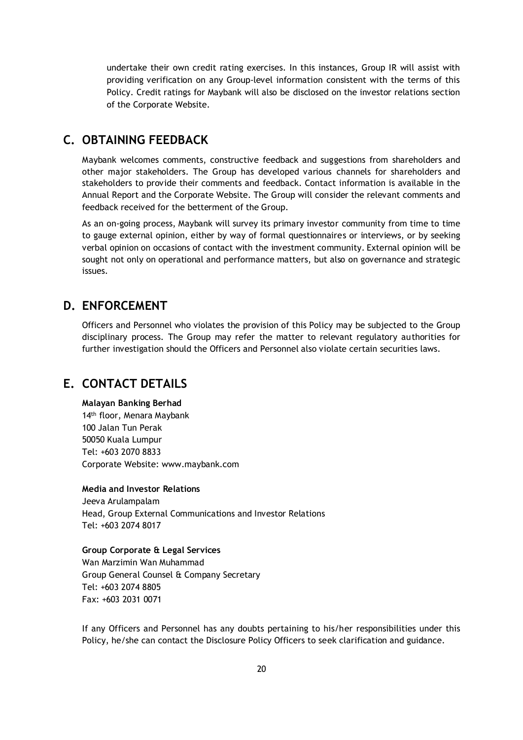undertake their own credit rating exercises. In this instances, Group IR will assist with providing verification on any Group-level information consistent with the terms of this Policy. Credit ratings for Maybank will also be disclosed on the investor relations section of the Corporate Website.

## C. OBTAINING FEEDBACK

Maybank welcomes comments, constructive feedback and suggestions from shareholders and other major stakeholders. The Group has developed various channels for shareholders and stakeholders to provide their comments and feedback. Contact information is available in the Annual Report and the Corporate Website. The Group will consider the relevant comments and feedback received for the betterment of the Group.

As an on-going process, Maybank will survey its primary investor community from time to time to gauge external opinion, either by way of formal questionnaires or interviews, or by seeking verbal opinion on occasions of contact with the investment community. External opinion will be sought not only on operational and performance matters, but also on governance and strategic issues.

## D. ENFORCEMENT

Officers and Personnel who violates the provision of this Policy may be subjected to the Group disciplinary process. The Group may refer the matter to relevant regulatory authorities for further investigation should the Officers and Personnel also violate certain securities laws.

## E. CONTACT DETAILS

**Malayan Banking Berhad**
14th floor, Menara Maybank
100 Jalan Tun Perak
50050 Kuala Lumpur
Tel: +603 2070 8833
Corporate Website: www.maybank.com

**Media and Investor Relations**
Jeeva Arulampalam
Head, Group External Communications and Investor Relations
Tel: +603 2074 8017

**Group Corporate & Legal Services**
Wan Marzimin Wan Muhammad
Group General Counsel & Company Secretary
Tel: +603 2074 8805
Fax: +603 2031 0071

If any Officers and Personnel has any doubts pertaining to his/her responsibilities under this Policy, he/she can contact the Disclosure Policy Officers to seek clarification and guidance.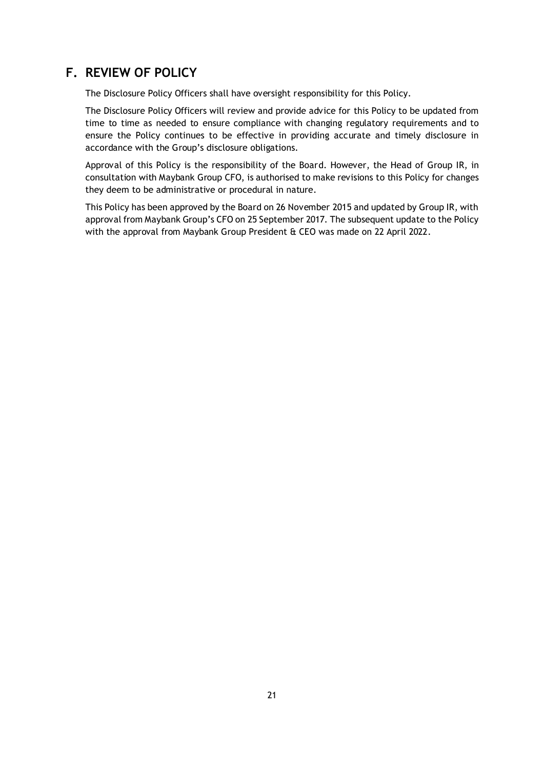## F. REVIEW OF POLICY

The Disclosure Policy Officers shall have oversight responsibility for this Policy.

The Disclosure Policy Officers will review and provide advice for this Policy to be updated from time to time as needed to ensure compliance with changing regulatory requirements and to ensure the Policy continues to be effective in providing accurate and timely disclosure in accordance with the Group's disclosure obligations.

Approval of this Policy is the responsibility of the Board. However, the Head of Group IR, in consultation with Maybank Group CFO, is authorised to make revisions to this Policy for changes they deem to be administrative or procedural in nature.

This Policy has been approved by the Board on 26 November 2015 and updated by Group IR, with approval from Maybank Group's CFO on 25 September 2017. The subsequent update to the Policy with the approval from Maybank Group President & CEO was made on 22 April 2022.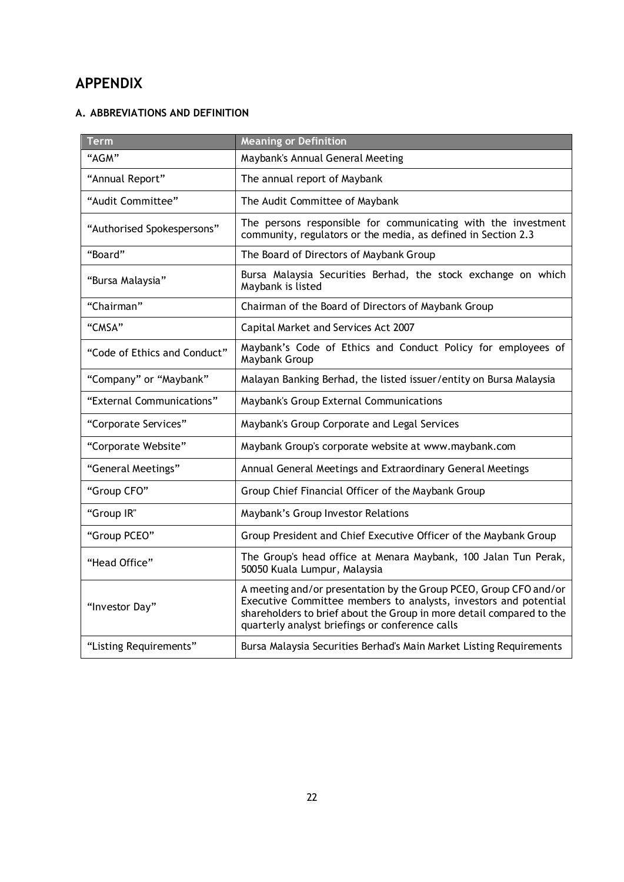# APPENDIX

### A. ABBREVIATIONS AND DEFINITION

| Term | Meaning or Definition |
|---|---|
| "AGM" | Maybank's Annual General Meeting |
| "Annual Report" | The annual report of Maybank |
| "Audit Committee" | The Audit Committee of Maybank |
| "Authorised Spokespersons" | The persons responsible for communicating with the investment community, regulators or the media, as defined in Section 2.3 |
| "Board" | The Board of Directors of Maybank Group |
| "Bursa Malaysia" | Bursa Malaysia Securities Berhad, the stock exchange on which Maybank is listed |
| "Chairman" | Chairman of the Board of Directors of Maybank Group |
| "CMSA" | Capital Market and Services Act 2007 |
| "Code of Ethics and Conduct" | Maybank's Code of Ethics and Conduct Policy for employees of Maybank Group |
| "Company" or "Maybank" | Malayan Banking Berhad, the listed issuer/entity on Bursa Malaysia |
| "External Communications" | Maybank's Group External Communications |
| "Corporate Services" | Maybank's Group Corporate and Legal Services |
| "Corporate Website" | Maybank Group's corporate website at www.maybank.com |
| "General Meetings" | Annual General Meetings and Extraordinary General Meetings |
| "Group CFO" | Group Chief Financial Officer of the Maybank Group |
| "Group IR" | Maybank's Group Investor Relations |
| "Group PCEO" | Group President and Chief Executive Officer of the Maybank Group |
| "Head Office" | The Group's head office at Menara Maybank, 100 Jalan Tun Perak, 50050 Kuala Lumpur, Malaysia |
| "Investor Day" | A meeting and/or presentation by the Group PCEO, Group CFO and/or Executive Committee members to analysts, investors and potential shareholders to brief about the Group in more detail compared to the quarterly analyst briefings or conference calls |
| "Listing Requirements" | Bursa Malaysia Securities Berhad's Main Market Listing Requirements |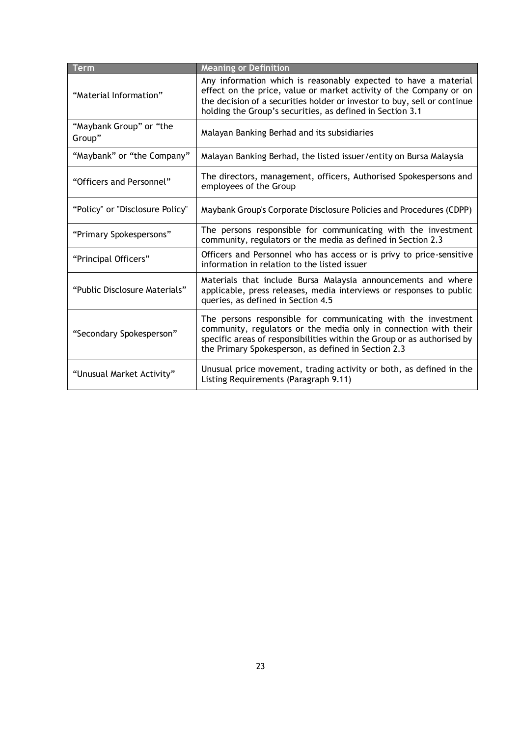| Term | Meaning or Definition |
|---|---|
| “Material Information” | Any information which is reasonably expected to have a material effect on the price, value or market activity of the Company or on the decision of a securities holder or investor to buy, sell or continue holding the Group’s securities, as defined in Section 3.1 |
| “Maybank Group” or “the Group” | Malayan Banking Berhad and its subsidiaries |
| “Maybank” or “the Company” | Malayan Banking Berhad, the listed issuer/entity on Bursa Malaysia |
| “Officers and Personnel” | The directors, management, officers, Authorised Spokespersons and employees of the Group |
| “Policy" or "Disclosure Policy" | Maybank Group's Corporate Disclosure Policies and Procedures (CDPP) |
| “Primary Spokespersons” | The persons responsible for communicating with the investment community, regulators or the media as defined in Section 2.3 |
| “Principal Officers” | Officers and Personnel who has access or is privy to price-sensitive information in relation to the listed issuer |
| “Public Disclosure Materials” | Materials that include Bursa Malaysia announcements and where applicable, press releases, media interviews or responses to public queries, as defined in Section 4.5 |
| “Secondary Spokesperson” | The persons responsible for communicating with the investment community, regulators or the media only in connection with their specific areas of responsibilities within the Group or as authorised by the Primary Spokesperson, as defined in Section 2.3 |
| “Unusual Market Activity” | Unusual price movement, trading activity or both, as defined in the Listing Requirements (Paragraph 9.11) |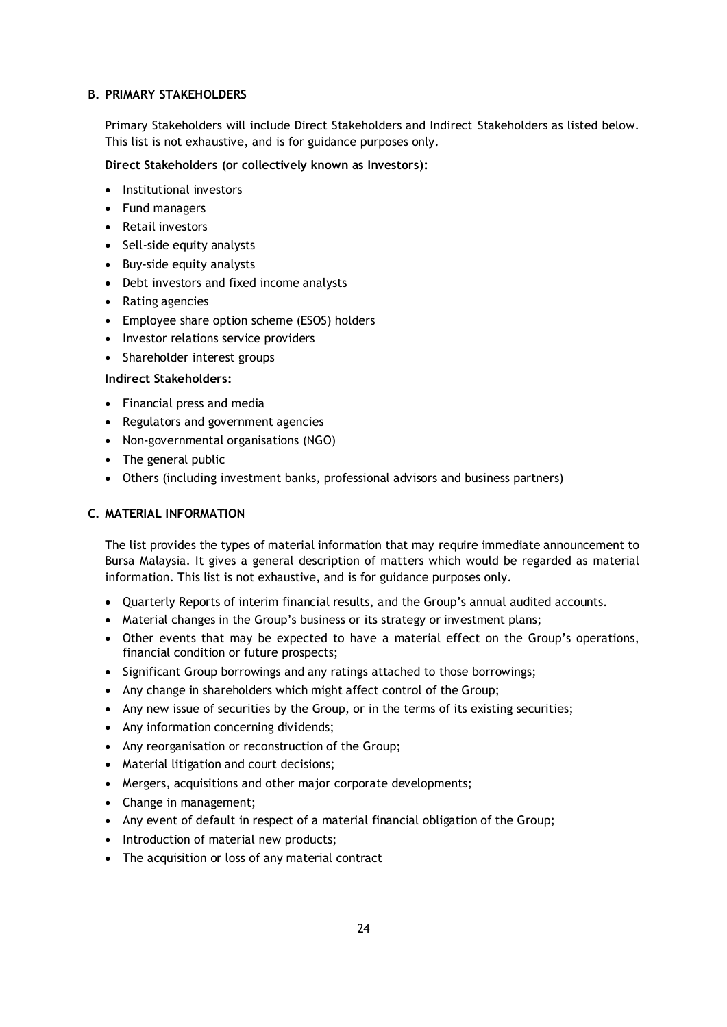## B. PRIMARY STAKEHOLDERS

Primary Stakeholders will include Direct Stakeholders and Indirect Stakeholders as listed below. This list is not exhaustive, and is for guidance purposes only.

**Direct Stakeholders (or collectively known as Investors):**

- Institutional investors
- Fund managers
- Retail investors
- Sell-side equity analysts
- Buy-side equity analysts
- Debt investors and fixed income analysts
- Rating agencies
- Employee share option scheme (ESOS) holders
- Investor relations service providers
- Shareholder interest groups

**Indirect Stakeholders:**

- Financial press and media
- Regulators and government agencies
- Non-governmental organisations (NGO)
- The general public
- Others (including investment banks, professional advisors and business partners)

## C. MATERIAL INFORMATION

The list provides the types of material information that may require immediate announcement to Bursa Malaysia. It gives a general description of matters which would be regarded as material information. This list is not exhaustive, and is for guidance purposes only.

- Quarterly Reports of interim financial results, and the Group's annual audited accounts.
- Material changes in the Group's business or its strategy or investment plans;
- Other events that may be expected to have a material effect on the Group's operations, financial condition or future prospects;
- Significant Group borrowings and any ratings attached to those borrowings;
- Any change in shareholders which might affect control of the Group;
- Any new issue of securities by the Group, or in the terms of its existing securities;
- Any information concerning dividends;
- Any reorganisation or reconstruction of the Group;
- Material litigation and court decisions;
- Mergers, acquisitions and other major corporate developments;
- Change in management;
- Any event of default in respect of a material financial obligation of the Group;
- Introduction of material new products;
- The acquisition or loss of any material contract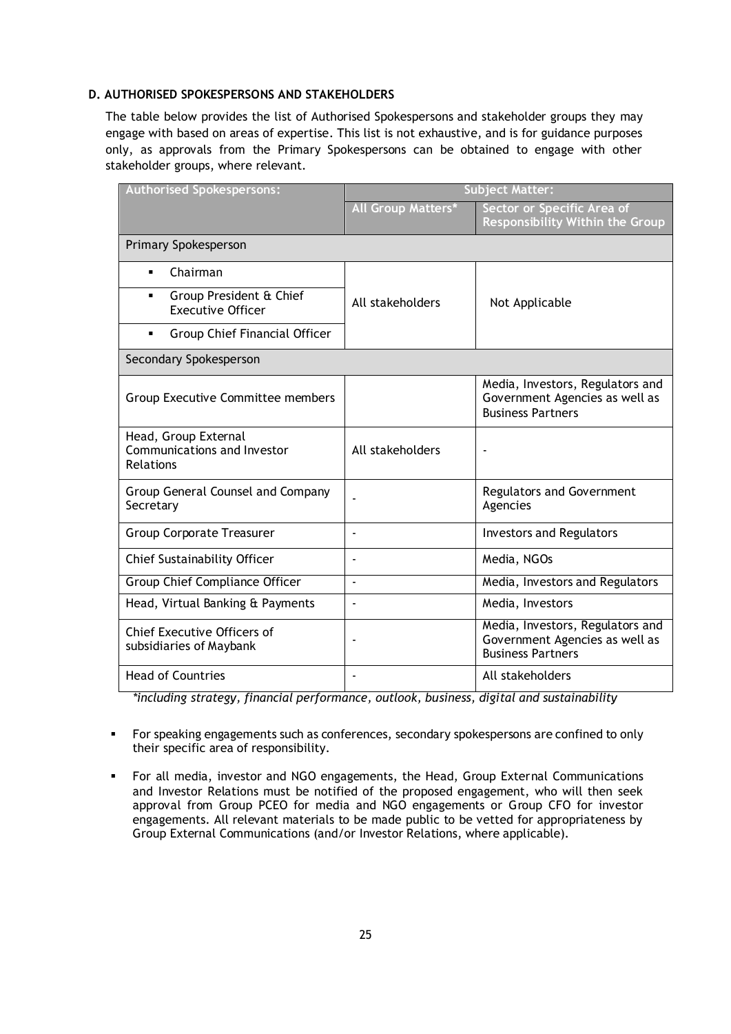#### D. AUTHORISED SPOKESPERSONS AND STAKEHOLDERS

The table below provides the list of Authorised Spokespersons and stakeholder groups they may engage with based on areas of expertise. This list is not exhaustive, and is for guidance purposes only, as approvals from the Primary Spokespersons can be obtained to engage with other stakeholder groups, where relevant.

| Authorised Spokespersons: | Subject Matter: | |
|---|---|---|
| | All Group Matters* | Sector or Specific Area of Responsibility Within the Group |
| Primary Spokesperson | | |
| ▪ Chairman<br>▪ Group President & Chief Executive Officer<br>▪ Group Chief Financial Officer | All stakeholders | Not Applicable |
| Secondary Spokesperson | | |
| Group Executive Committee members | | Media, Investors, Regulators and Government Agencies as well as Business Partners |
| Head, Group External Communications and Investor Relations | All stakeholders | - |
| Group General Counsel and Company Secretary | - | Regulators and Government Agencies |
| Group Corporate Treasurer | - | Investors and Regulators |
| Chief Sustainability Officer | - | Media, NGOs |
| Group Chief Compliance Officer | - | Media, Investors and Regulators |
| Head, Virtual Banking & Payments | - | Media, Investors |
| Chief Executive Officers of subsidiaries of Maybank | - | Media, Investors, Regulators and Government Agencies as well as Business Partners |
| Head of Countries | - | All stakeholders |

*\*including strategy, financial performance, outlook, business, digital and sustainability*

- For speaking engagements such as conferences, secondary spokespersons are confined to only their specific area of responsibility.
- For all media, investor and NGO engagements, the Head, Group External Communications and Investor Relations must be notified of the proposed engagement, who will then seek approval from Group PCEO for media and NGO engagements or Group CFO for investor engagements. All relevant materials to be made public to be vetted for appropriateness by Group External Communications (and/or Investor Relations, where applicable).